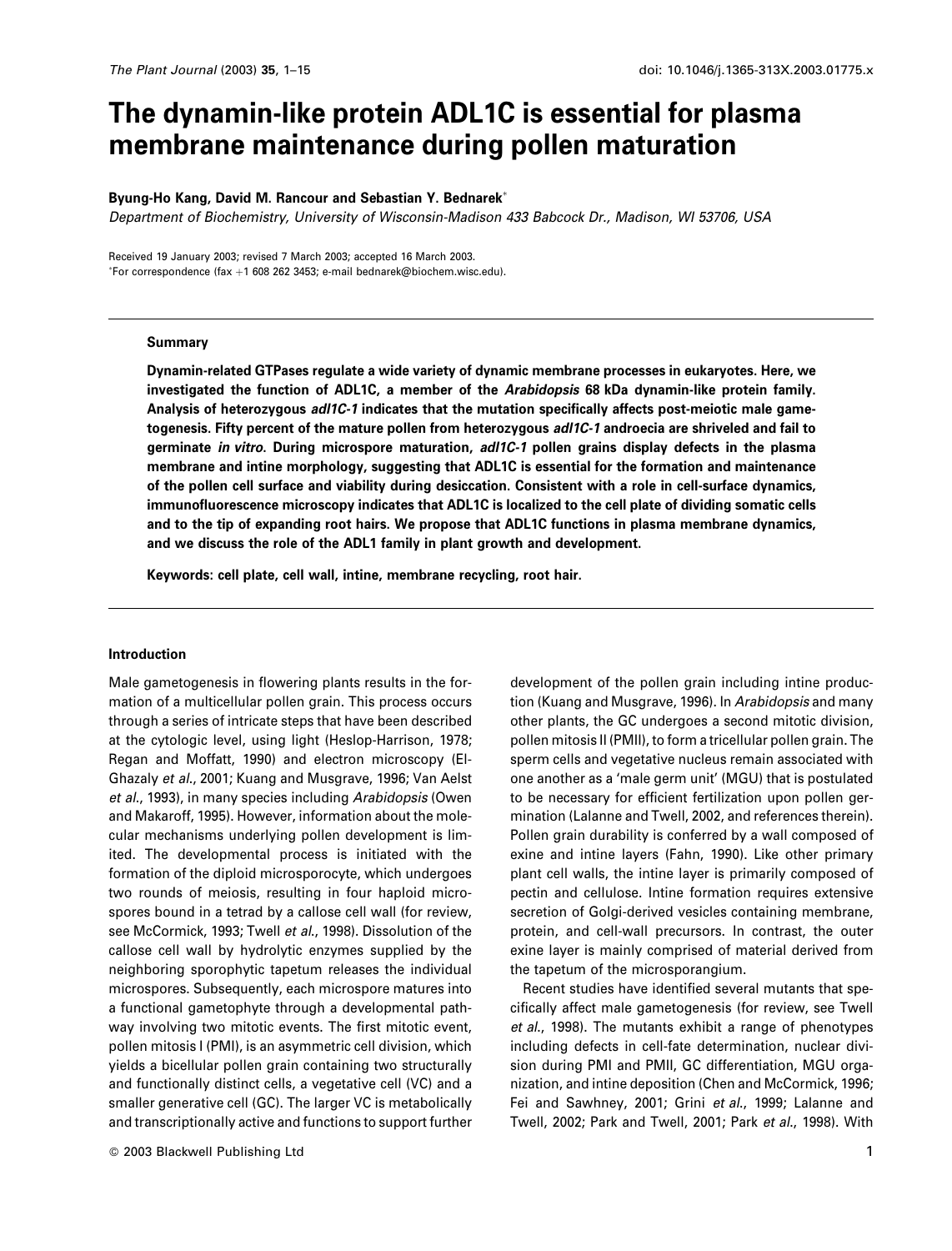# The dynamin-like protein ADL1C is essential for plasma membrane maintenance during pollen maturation

**Byung-Ho Kang, David M. Rancour and Sebastian Y. Bednarek***

*Department of Biochemistry, University of Wisconsin-Madison 433 Babcock Dr., Madison, WI 53706, USA*

Received 19 January 2003; revised 7 March 2003; accepted 16 March 2003.
*For correspondence (fax +1 608 262 3453; e-mail bednarek@biochem.wisc.edu).

## Summary

**Dynamin-related GTPases regulate a wide variety of dynamic membrane processes in eukaryotes. Here, we investigated the function of ADL1C, a member of the *Arabidopsis* 68 kDa dynamin-like protein family. Analysis of heterozygous *adl1C-1* indicates that the mutation specifically affects post-meiotic male gametogenesis. Fifty percent of the mature pollen from heterozygous *adl1C-1* androecia are shriveled and fail to germinate *in vitro*. During microspore maturation, *adl1C-1* pollen grains display defects in the plasma membrane and intine morphology, suggesting that ADL1C is essential for the formation and maintenance of the pollen cell surface and viability during desiccation. Consistent with a role in cell-surface dynamics, immunofluorescence microscopy indicates that ADL1C is localized to the cell plate of dividing somatic cells and to the tip of expanding root hairs. We propose that ADL1C functions in plasma membrane dynamics, and we discuss the role of the ADL1 family in plant growth and development.**

**Keywords: cell plate, cell wall, intine, membrane recycling, root hair.**

## Introduction

Male gametogenesis in flowering plants results in the formation of a multicellular pollen grain. This process occurs through a series of intricate steps that have been described at the cytologic level, using light (Heslop-Harrison, 1978; Regan and Moffatt, 1990) and electron microscopy (El-Ghazaly *et al.*, 2001; Kuang and Musgrave, 1996; Van Aelst *et al.*, 1993), in many species including *Arabidopsis* (Owen and Makaroff, 1995). However, information about the molecular mechanisms underlying pollen development is limited. The developmental process is initiated with the formation of the diploid microsporocyte, which undergoes two rounds of meiosis, resulting in four haploid microspores bound in a tetrad by a callose cell wall (for review, see McCormick, 1993; Twell *et al.*, 1998). Dissolution of the callose cell wall by hydrolytic enzymes supplied by the neighboring sporophytic tapetum releases the individual microspores. Subsequently, each microspore matures into a functional gametophyte through a developmental pathway involving two mitotic events. The first mitotic event, pollen mitosis I (PMI), is an asymmetric cell division, which yields a bicellular pollen grain containing two structurally and functionally distinct cells, a vegetative cell (VC) and a smaller generative cell (GC). The larger VC is metabolically and transcriptionally active and functions to support further development of the pollen grain including intine production (Kuang and Musgrave, 1996). In *Arabidopsis* and many other plants, the GC undergoes a second mitotic division, pollen mitosis II (PMII), to form a tricellular pollen grain. The sperm cells and vegetative nucleus remain associated with one another as a 'male germ unit' (MGU) that is postulated to be necessary for efficient fertilization upon pollen germination (Lalanne and Twell, 2002, and references therein). Pollen grain durability is conferred by a wall composed of exine and intine layers (Fahn, 1990). Like other primary plant cell walls, the intine layer is primarily composed of pectin and cellulose. Intine formation requires extensive secretion of Golgi-derived vesicles containing membrane, protein, and cell-wall precursors. In contrast, the outer exine layer is mainly comprised of material derived from the tapetum of the microsporangium.

Recent studies have identified several mutants that specifically affect male gametogenesis (for review, see Twell *et al.*, 1998). The mutants exhibit a range of phenotypes including defects in cell-fate determination, nuclear division during PMI and PMII, GC differentiation, MGU organization, and intine deposition (Chen and McCormick, 1996; Fei and Sawhney, 2001; Grini *et al.*, 1999; Lalanne and Twell, 2002; Park and Twell, 2001; Park *et al.*, 1998). With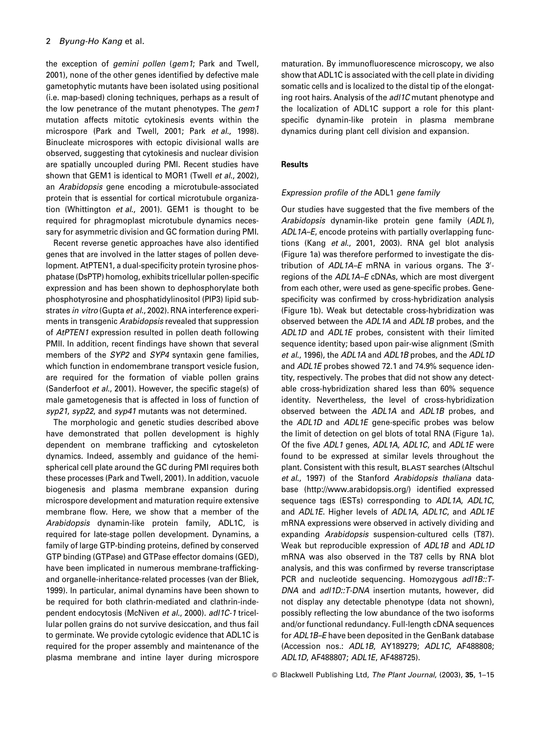the exception of *gemini pollen* (*gem1*; Park and Twell, 2001), none of the other genes identified by defective male gametophytic mutants have been isolated using positional (i.e. map-based) cloning techniques, perhaps as a result of the low penetrance of the mutant phenotypes. The *gem1* mutation affects mitotic cytokinesis events within the microspore (Park and Twell, 2001; Park *et al*., 1998). Binucleate microspores with ectopic divisional walls are observed, suggesting that cytokinesis and nuclear division are spatially uncoupled during PMI. Recent studies have shown that GEM1 is identical to MOR1 (Twell *et al*., 2002), an *Arabidopsis* gene encoding a microtubule-associated protein that is essential for cortical microtubule organization (Whittington *et al*., 2001). GEM1 is thought to be required for phragmoplast microtubule dynamics necessary for asymmetric division and GC formation during PMI.

Recent reverse genetic approaches have also identified genes that are involved in the latter stages of pollen development. AtPTEN1, a dual-specificity protein tyrosine phosphatase (DsPTP) homolog, exhibits tricellular pollen-specific expression and has been shown to dephosphorylate both phosphotyrosine and phosphatidylinositol (PIP3) lipid substrates *in vitro* (Gupta *et al*., 2002). RNA interference experiments in transgenic *Arabidopsis* revealed that suppression of *AtPTEN1* expression resulted in pollen death following PMII. In addition, recent findings have shown that several members of the *SYP2* and *SYP4* syntaxin gene families, which function in endomembrane transport vesicle fusion, are required for the formation of viable pollen grains (Sanderfoot *et al*., 2001). However, the specific stage(s) of male gametogenesis that is affected in loss of function of *syp21*, *syp22*, and *syp41* mutants was not determined.

The morphologic and genetic studies described above have demonstrated that pollen development is highly dependent on membrane trafficking and cytoskeleton dynamics. Indeed, assembly and guidance of the hemispherical cell plate around the GC during PMI requires both these processes (Park and Twell, 2001). In addition, vacuole biogenesis and plasma membrane expansion during microspore development and maturation require extensive membrane flow. Here, we show that a member of the *Arabidopsis* dynamin-like protein family, ADL1C, is required for late-stage pollen development. Dynamins, a family of large GTP-binding proteins, defined by conserved GTP binding (GTPase) and GTPase effector domains (GED), have been implicated in numerous membrane-trafficking- and organelle-inheritance-related processes (van der Bliek, 1999). In particular, animal dynamins have been shown to be required for both clathrin-mediated and clathrin-independent endocytosis (McNiven *et al*., 2000). *adl1C-1* tricellular pollen grains do not survive desiccation, and thus fail to germinate. We provide cytologic evidence that ADL1C is required for the proper assembly and maintenance of the plasma membrane and intine layer during microspore maturation. By immunofluorescence microscopy, we also show that ADL1C is associated with the cell plate in dividing somatic cells and is localized to the distal tip of the elongating root hairs. Analysis of the *adl1C* mutant phenotype and the localization of ADL1C support a role for this plant-specific dynamin-like protein in plasma membrane dynamics during plant cell division and expansion.

## Results

### *Expression profile of the* ADL1 *gene family*

Our studies have suggested that the five members of the *Arabidopsis* dynamin-like protein gene family (*ADL1*), *ADL1A–E*, encode proteins with partially overlapping functions (Kang *et al*., 2001, 2003). RNA gel blot analysis (Figure 1a) was therefore performed to investigate the distribution of *ADL1A–E* mRNA in various organs. The 3′-regions of the *ADL1A–E* cDNAs, which are most divergent from each other, were used as gene-specific probes. Gene-specificity was confirmed by cross-hybridization analysis (Figure 1b). Weak but detectable cross-hybridization was observed between the *ADL1A* and *ADL1B* probes, and the *ADL1D* and *ADL1E* probes, consistent with their limited sequence identity; based upon pair-wise alignment (Smith *et al*., 1996), the *ADL1A* and *ADL1B* probes, and the *ADL1D* and *ADL1E* probes showed 72.1 and 74.9% sequence identity, respectively. The probes that did not show any detectable cross-hybridization shared less than 60% sequence identity. Nevertheless, the level of cross-hybridization observed between the *ADL1A* and *ADL1B* probes, and the *ADL1D* and *ADL1E* gene-specific probes was below the limit of detection on gel blots of total RNA (Figure 1a). Of the five *ADL1* genes, *ADL1A*, *ADL1C*, and *ADL1E* were found to be expressed at similar levels throughout the plant. Consistent with this result, BLAST searches (Altschul *et al*., 1997) of the Stanford *Arabidopsis thaliana* database (http://www.arabidopsis.org/) identified expressed sequence tags (ESTs) corresponding to *ADL1A*, *ADL1C*, and *ADL1E*. Higher levels of *ADL1A*, *ADL1C*, and *ADL1E* mRNA expressions were observed in actively dividing and expanding *Arabidopsis* suspension-cultured cells (T87). Weak but reproducible expression of *ADL1B* and *ADL1D* mRNA was also observed in the T87 cells by RNA blot analysis, and this was confirmed by reverse transcriptase PCR and nucleotide sequencing. Homozygous *adl1B::T-DNA* and *adl1D::T-DNA* insertion mutants, however, did not display any detectable phenotype (data not shown), possibly reflecting the low abundance of the two isoforms and/or functional redundancy. Full-length cDNA sequences for *ADL1B–E* have been deposited in the GenBank database (Accession nos.: *ADL1B*, AY189279; *ADL1C*, AF488808; *ADL1D*, AF488807; *ADL1E*, AF488725).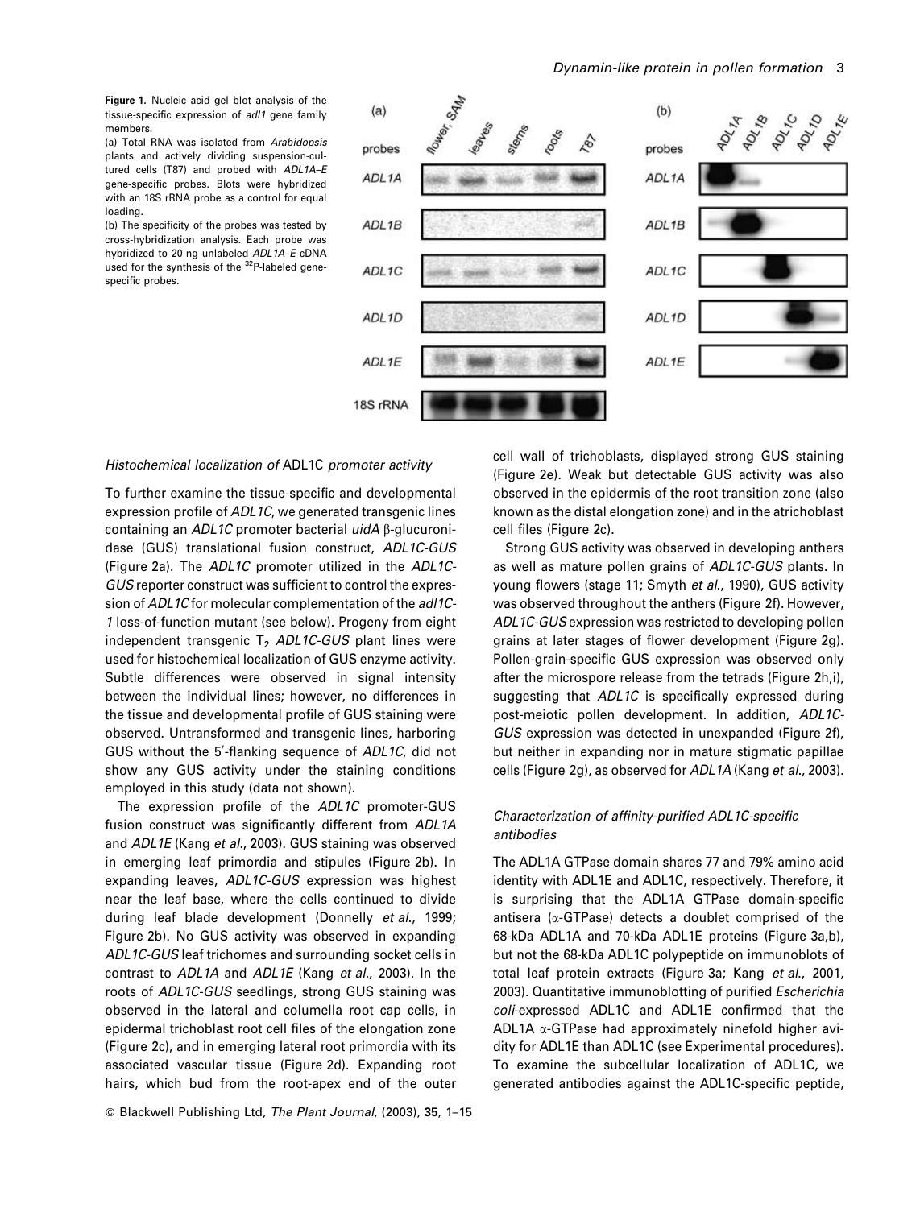**Figure 1.** Nucleic acid gel blot analysis of the tissue-specific expression of *adl1* gene family members.

(a) Total RNA was isolated from *Arabidopsis* plants and actively dividing suspension-cultured cells (T87) and probed with *ADL1A–E* gene-specific probes. Blots were hybridized with an 18S rRNA probe as a control for equal loading.

(b) The specificity of the probes was tested by cross-hybridization analysis. Each probe was hybridized to 20 ng unlabeled *ADL1A–E* cDNA used for the synthesis of the $^{32}$P-labeled gene-specific probes.

### *Histochemical localization of* ADL1C *promoter activity*

To further examine the tissue-specific and developmental expression profile of *ADL1C*, we generated transgenic lines containing an *ADL1C* promoter bacterial *uidA* β-glucuronidase (GUS) translational fusion construct, *ADL1C-GUS* (Figure 2a). The *ADL1C* promoter utilized in the *ADL1C-GUS* reporter construct was sufficient to control the expression of *ADL1C* for molecular complementation of the *adl1C-1* loss-of-function mutant (see below). Progeny from eight independent transgenic $T_2$ *ADL1C-GUS* plant lines were used for histochemical localization of GUS enzyme activity. Subtle differences were observed in signal intensity between the individual lines; however, no differences in the tissue and developmental profile of GUS staining were observed. Untransformed and transgenic lines, harboring GUS without the 5′-flanking sequence of *ADL1C*, did not show any GUS activity under the staining conditions employed in this study (data not shown).

The expression profile of the *ADL1C* promoter-GUS fusion construct was significantly different from *ADL1A* and *ADL1E* (Kang *et al.*, 2003). GUS staining was observed in emerging leaf primordia and stipules (Figure 2b). In expanding leaves, *ADL1C-GUS* expression was highest near the leaf base, where the cells continued to divide during leaf blade development (Donnelly *et al.*, 1999; Figure 2b). No GUS activity was observed in expanding *ADL1C-GUS* leaf trichomes and surrounding socket cells in contrast to *ADL1A* and *ADL1E* (Kang *et al.*, 2003). In the roots of *ADL1C-GUS* seedlings, strong GUS staining was observed in the lateral and columella root cap cells, in epidermal trichoblast root cell files of the elongation zone (Figure 2c), and in emerging lateral root primordia with its associated vascular tissue (Figure 2d). Expanding root hairs, which bud from the root-apex end of the outer cell wall of trichoblasts, displayed strong GUS staining (Figure 2e). Weak but detectable GUS activity was also observed in the epidermis of the root transition zone (also known as the distal elongation zone) and in the atrichoblast cell files (Figure 2c).

Strong GUS activity was observed in developing anthers as well as mature pollen grains of *ADL1C-GUS* plants. In young flowers (stage 11; Smyth *et al.*, 1990), GUS activity was observed throughout the anthers (Figure 2f). However, *ADL1C-GUS* expression was restricted to developing pollen grains at later stages of flower development (Figure 2g). Pollen-grain-specific GUS expression was observed only after the microspore release from the tetrads (Figure 2h,i), suggesting that *ADL1C* is specifically expressed during post-meiotic pollen development. In addition, *ADL1C-GUS* expression was detected in unexpanded (Figure 2f), but neither in expanding nor in mature stigmatic papillae cells (Figure 2g), as observed for *ADL1A* (Kang *et al.*, 2003).

### *Characterization of affinity-purified ADL1C-specific antibodies*

The ADL1A GTPase domain shares 77 and 79% amino acid identity with ADL1E and ADL1C, respectively. Therefore, it is surprising that the ADL1A GTPase domain-specific antisera (α-GTPase) detects a doublet comprised of the 68-kDa ADL1A and 70-kDa ADL1E proteins (Figure 3a,b), but not the 68-kDa ADL1C polypeptide on immunoblots of total leaf protein extracts (Figure 3a; Kang *et al.*, 2001, 2003). Quantitative immunoblotting of purified *Escherichia coli*-expressed ADL1C and ADL1E confirmed that the ADL1A α-GTPase had approximately ninefold higher avidity for ADL1E than ADL1C (see Experimental procedures). To examine the subcellular localization of ADL1C, we generated antibodies against the ADL1C-specific peptide,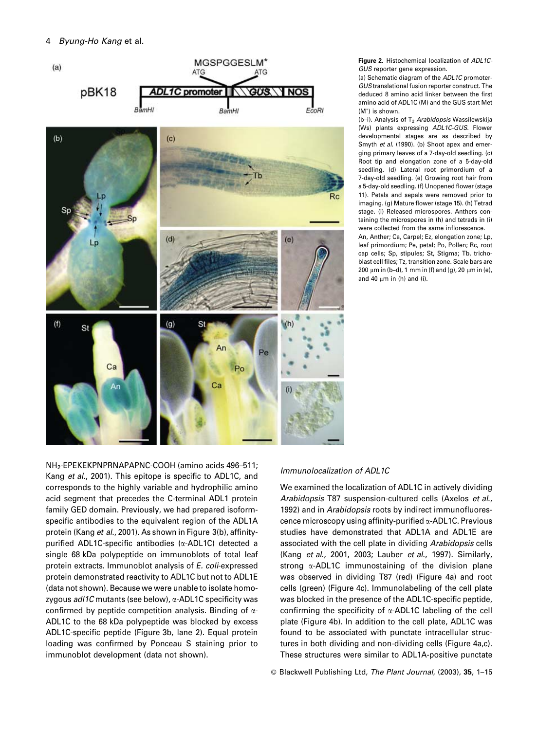**Figure 2.** Histochemical localization of *ADL1C-GUS* reporter gene expression.

(a) Schematic diagram of the *ADL1C* promoter-*GUS* translational fusion reporter construct. The deduced 8 amino acid linker between the first amino acid of ADL1C (M) and the GUS start Met (M*) is shown.

(b–i). Analysis of $T_2$ *Arabidopsis* Wassilewskija (Ws) plants expressing *ADL1C-GUS*. Flower developmental stages are as described by Smyth *et al.* (1990). (b) Shoot apex and emerging primary leaves of a 7-day-old seedling. (c) Root tip and elongation zone of a 5-day-old seedling. (d) Lateral root primordium of a 7-day-old seedling. (e) Growing root hair from a 5-day-old seedling. (f) Unopened flower (stage 11). Petals and sepals were removed prior to imaging. (g) Mature flower (stage 15). (h) Tetrad stage. (i) Released microspores. Anthers containing the microspores in (h) and tetrads in (i) were collected from the same inflorescence.

An, Anther; Ca, Carpel; Ez, elongation zone; Lp, leaf primordium; Pe, petal; Po, Pollen; Rc, root cap cells; Sp, stipules; St, Stigma; Tb, trichoblast cell files; Tz, transition zone. Scale bars are 200 μm in (b–d), 1 mm in (f) and (g), 20 μm in (e), and 40 μm in (h) and (i).

$NH_2$-EPEKEKPNPRNAPAPNC-COOH (amino acids 496–511; Kang *et al.*, 2001). This epitope is specific to ADL1C, and corresponds to the highly variable and hydrophilic amino acid segment that precedes the C-terminal ADL1 protein family GED domain. Previously, we had prepared isoform-specific antibodies to the equivalent region of the ADL1A protein (Kang *et al.*, 2001). As shown in Figure 3(b), affinity-purified ADL1C-specific antibodies (α-ADL1C) detected a single 68 kDa polypeptide on immunoblots of total leaf protein extracts. Immunoblot analysis of *E. coli*-expressed protein demonstrated reactivity to ADL1C but not to ADL1E (data not shown). Because we were unable to isolate homozygous *adl1C* mutants (see below), α-ADL1C specificity was confirmed by peptide competition analysis. Binding of α-ADL1C to the 68 kDa polypeptide was blocked by excess ADL1C-specific peptide (Figure 3b, lane 2). Equal protein loading was confirmed by Ponceau S staining prior to immunoblot development (data not shown).

### *Immunolocalization of ADL1C*

We examined the localization of ADL1C in actively dividing *Arabidopsis* T87 suspension-cultured cells (Axelos *et al.*, 1992) and in *Arabidopsis* roots by indirect immunofluorescence microscopy using affinity-purified α-ADL1C. Previous studies have demonstrated that ADL1A and ADL1E are associated with the cell plate in dividing *Arabidopsis* cells (Kang *et al.*, 2001, 2003; Lauber *et al.*, 1997). Similarly, strong α-ADL1C immunostaining of the division plane was observed in dividing T87 (red) (Figure 4a) and root cells (green) (Figure 4c). Immunolabeling of the cell plate was blocked in the presence of the ADL1C-specific peptide, confirming the specificity of α-ADL1C labeling of the cell plate (Figure 4b). In addition to the cell plate, ADL1C was found to be associated with punctate intracellular structures in both dividing and non-dividing cells (Figure 4a,c). These structures were similar to ADL1A-positive punctate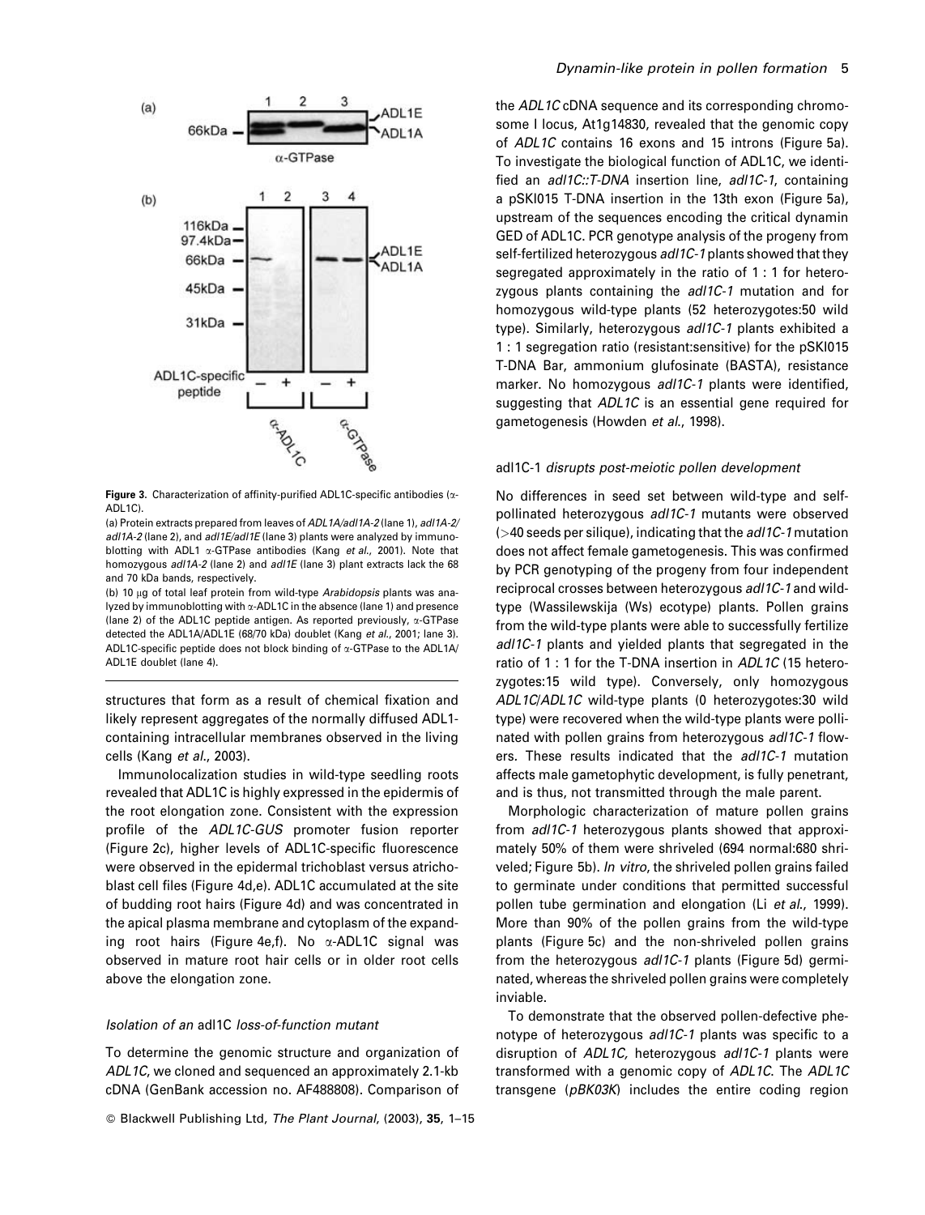**Figure 3.** Characterization of affinity-purified ADL1C-specific antibodies (α-ADL1C).

(a) Protein extracts prepared from leaves of *ADL1A/adl1A-2* (lane 1), *adl1A-2/adl1A-2* (lane 2), and *adl1E/adl1E* (lane 3) plants were analyzed by immunoblotting with ADL1 α-GTPase antibodies (Kang *et al.*, 2001). Note that homozygous *adl1A-2* (lane 2) and *adl1E* (lane 3) plant extracts lack the 68 and 70 kDa bands, respectively.

(b) 10 μg of total leaf protein from wild-type *Arabidopsis* plants was analyzed by immunoblotting with α-ADL1C in the absence (lane 1) and presence (lane 2) of the ADL1C peptide antigen. As reported previously, α-GTPase detected the ADL1A/ADL1E (68/70 kDa) doublet (Kang *et al.*, 2001; lane 3). ADL1C-specific peptide does not block binding of α-GTPase to the ADL1A/ADL1E doublet (lane 4).

structures that form as a result of chemical fixation and likely represent aggregates of the normally diffused ADL1-containing intracellular membranes observed in the living cells (Kang *et al.*, 2003).

Immunolocalization studies in wild-type seedling roots revealed that ADL1C is highly expressed in the epidermis of the root elongation zone. Consistent with the expression profile of the *ADL1C-GUS* promoter fusion reporter (Figure 2c), higher levels of ADL1C-specific fluorescence were observed in the epidermal trichoblast versus atrichoblast cell files (Figure 4d,e). ADL1C accumulated at the site of budding root hairs (Figure 4d) and was concentrated in the apical plasma membrane and cytoplasm of the expanding root hairs (Figure 4e,f). No α-ADL1C signal was observed in mature root hair cells or in older root cells above the elongation zone.

### *Isolation of an* adl1C *loss-of-function mutant*

To determine the genomic structure and organization of *ADL1C*, we cloned and sequenced an approximately 2.1-kb cDNA (GenBank accession no. AF488808). Comparison of the *ADL1C* cDNA sequence and its corresponding chromosome I locus, At1g14830, revealed that the genomic copy of *ADL1C* contains 16 exons and 15 introns (Figure 5a). To investigate the biological function of ADL1C, we identified an *adl1C::T-DNA* insertion line, *adl1C-1*, containing a pSKI015 T-DNA insertion in the 13th exon (Figure 5a), upstream of the sequences encoding the critical dynamin GED of ADL1C. PCR genotype analysis of the progeny from self-fertilized heterozygous *adl1C-1* plants showed that they segregated approximately in the ratio of 1 : 1 for heterozygous plants containing the *adl1C-1* mutation and for homozygous wild-type plants (52 heterozygotes:50 wild type). Similarly, heterozygous *adl1C-1* plants exhibited a 1 : 1 segregation ratio (resistant:sensitive) for the pSKI015 T-DNA Bar, ammonium glufosinate (BASTA), resistance marker. No homozygous *adl1C-1* plants were identified, suggesting that *ADL1C* is an essential gene required for gametogenesis (Howden *et al.*, 1998).

### adl1C-1 *disrupts post-meiotic pollen development*

No differences in seed set between wild-type and self-pollinated heterozygous *adl1C-1* mutants were observed (>40 seeds per silique), indicating that the *adl1C-1* mutation does not affect female gametogenesis. This was confirmed by PCR genotyping of the progeny from four independent reciprocal crosses between heterozygous *adl1C-1* and wild-type (Wassilewskija (Ws) ecotype) plants. Pollen grains from the wild-type plants were able to successfully fertilize *adl1C-1* plants and yielded plants that segregated in the ratio of 1 : 1 for the T-DNA insertion in *ADL1C* (15 heterozygotes:15 wild type). Conversely, only homozygous *ADL1C/ADL1C* wild-type plants (0 heterozygotes:30 wild type) were recovered when the wild-type plants were pollinated with pollen grains from heterozygous *adl1C-1* flowers. These results indicated that the *adl1C-1* mutation affects male gametophytic development, is fully penetrant, and is thus, not transmitted through the male parent.

Morphologic characterization of mature pollen grains from *adl1C-1* heterozygous plants showed that approximately 50% of them were shriveled (694 normal:680 shriveled; Figure 5b). *In vitro*, the shriveled pollen grains failed to germinate under conditions that permitted successful pollen tube germination and elongation (Li *et al.*, 1999). More than 90% of the pollen grains from the wild-type plants (Figure 5c) and the non-shriveled pollen grains from the heterozygous *adl1C-1* plants (Figure 5d) germinated, whereas the shriveled pollen grains were completely inviable.

To demonstrate that the observed pollen-defective phenotype of heterozygous *adl1C-1* plants was specific to a disruption of *ADL1C,* heterozygous *adl1C-1* plants were transformed with a genomic copy of *ADL1C*. The *ADL1C* transgene (*pBK03K*) includes the entire coding region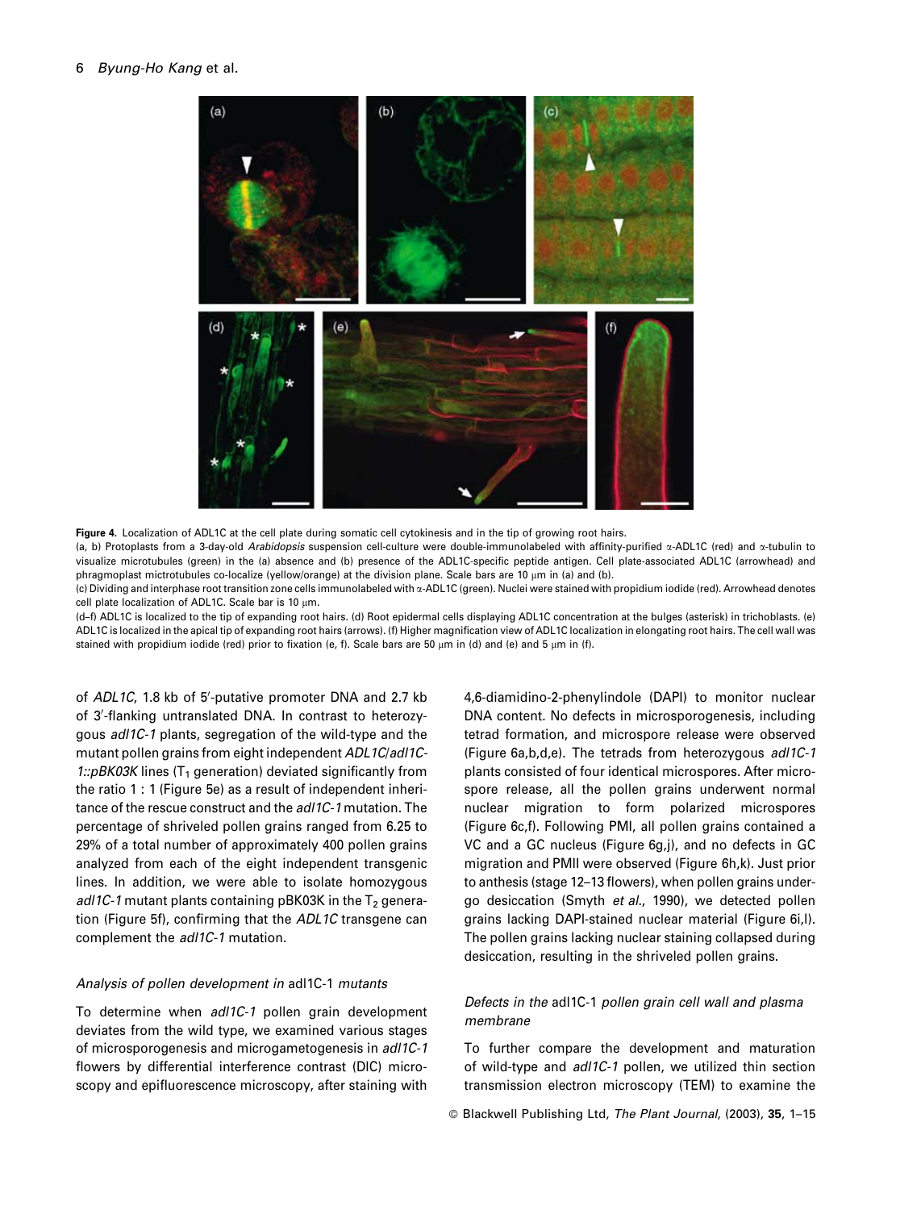**Figure 4.** Localization of ADL1C at the cell plate during somatic cell cytokinesis and in the tip of growing root hairs.

(a, b) Protoplasts from a 3-day-old *Arabidopsis* suspension cell-culture were double-immunolabeled with affinity-purified α-ADL1C (red) and α-tubulin to visualize microtubules (green) in the (a) absence and (b) presence of the ADL1C-specific peptide antigen. Cell plate-associated ADL1C (arrowhead) and phragmoplast mictrotubules co-localize (yellow/orange) at the division plane. Scale bars are 10 μm in (a) and (b).

(c) Dividing and interphase root transition zone cells immunolabeled with α-ADL1C (green). Nuclei were stained with propidium iodide (red). Arrowhead denotes cell plate localization of ADL1C. Scale bar is 10 μm.

(d–f) ADL1C is localized to the tip of expanding root hairs. (d) Root epidermal cells displaying ADL1C concentration at the bulges (asterisk) in trichoblasts. (e) ADL1C is localized in the apical tip of expanding root hairs (arrows). (f) Higher magnification view of ADL1C localization in elongating root hairs. The cell wall was stained with propidium iodide (red) prior to fixation (e, f). Scale bars are 50 μm in (d) and (e) and 5 μm in (f).

of *ADL1C*, 1.8 kb of 5′-putative promoter DNA and 2.7 kb of 3′-flanking untranslated DNA. In contrast to heterozygous *adl1C-1* plants, segregation of the wild-type and the mutant pollen grains from eight independent *ADL1C/adl1C-1::pBK03K* lines ($T_1$ generation) deviated significantly from the ratio 1 : 1 (Figure 5e) as a result of independent inheritance of the rescue construct and the *adl1C-1* mutation. The percentage of shriveled pollen grains ranged from 6.25 to 29% of a total number of approximately 400 pollen grains analyzed from each of the eight independent transgenic lines. In addition, we were able to isolate homozygous *adl1C-1* mutant plants containing pBK03K in the $T_2$ generation (Figure 5f), confirming that the *ADL1C* transgene can complement the *adl1C-1* mutation.

### *Analysis of pollen development in* adl1C-1 *mutants*

To determine when *adl1C-1* pollen grain development deviates from the wild type, we examined various stages of microsporogenesis and microgametogenesis in *adl1C-1* flowers by differential interference contrast (DIC) microscopy and epifluorescence microscopy, after staining with 4,6-diamidino-2-phenylindole (DAPI) to monitor nuclear DNA content. No defects in microsporogenesis, including tetrad formation, and microspore release were observed (Figure 6a,b,d,e). The tetrads from heterozygous *adl1C-1* plants consisted of four identical microspores. After microspore release, all the pollen grains underwent normal nuclear migration to form polarized microspores (Figure 6c,f). Following PMI, all pollen grains contained a VC and a GC nucleus (Figure 6g,j), and no defects in GC migration and PMII were observed (Figure 6h,k). Just prior to anthesis (stage 12–13 flowers), when pollen grains undergo desiccation (Smyth *et al.*, 1990), we detected pollen grains lacking DAPI-stained nuclear material (Figure 6i,l). The pollen grains lacking nuclear staining collapsed during desiccation, resulting in the shriveled pollen grains.

### *Defects in the* adl1C-1 *pollen grain cell wall and plasma membrane*

To further compare the development and maturation of wild-type and *adl1C-1* pollen, we utilized thin section transmission electron microscopy (TEM) to examine the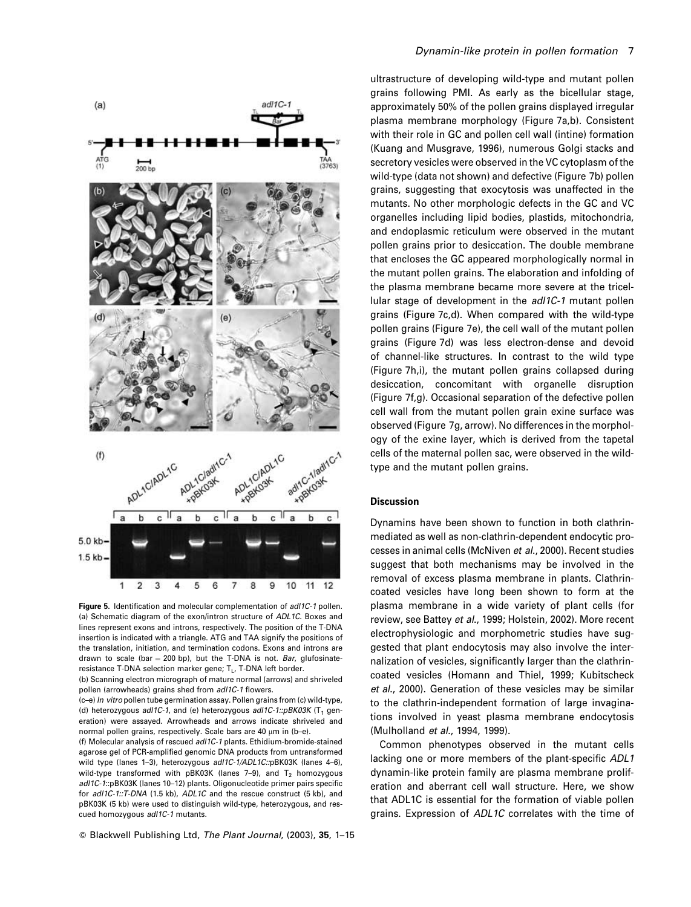**Figure 5.** Identification and molecular complementation of *adl1C-1* pollen.

(a) Schematic diagram of the exon/intron structure of *ADL1C*. Boxes and lines represent exons and introns, respectively. The position of the T-DNA insertion is indicated with a triangle. ATG and TAA signify the positions of the translation, initiation, and termination codons. Exons and introns are drawn to scale (bar = 200 bp), but the T-DNA is not. *Bar*, glufosinate-resistance T-DNA selection marker gene; $T_L$, T-DNA left border.

(b) Scanning electron micrograph of mature normal (arrows) and shriveled pollen (arrowheads) grains shed from *adl1C-1* flowers.

(c–e) *In vitro* pollen tube germination assay. Pollen grains from (c) wild-type, (d) heterozygous *adl1C-1*, and (e) heterozygous *adl1C-1::pBK03K* ($T_1$ generation) were assayed. Arrowheads and arrows indicate shriveled and normal pollen grains, respectively. Scale bars are 40 μm in (b–e).

(f) Molecular analysis of rescued *adl1C-1* plants. Ethidium-bromide-stained agarose gel of PCR-amplified genomic DNA products from untransformed wild type (lanes 1–3), heterozygous *adl1C-1/ADL1C*::pBK03K (lanes 4–6), wild-type transformed with pBK03K (lanes 7–9), and $T_2$ homozygous *adl1C-1*::pBK03K (lanes 10–12) plants. Oligonucleotide primer pairs specific for *adl1C-1::T-DNA* (1.5 kb), *ADL1C* and the rescue construct (5 kb), and pBK03K (5 kb) were used to distinguish wild-type, heterozygous, and rescued homozygous *adl1C-1* mutants.

ultrastructure of developing wild-type and mutant pollen grains following PMI. As early as the bicellular stage, approximately 50% of the pollen grains displayed irregular plasma membrane morphology (Figure 7a,b). Consistent with their role in GC and pollen cell wall (intine) formation (Kuang and Musgrave, 1996), numerous Golgi stacks and secretory vesicles were observed in the VC cytoplasm of the wild-type (data not shown) and defective (Figure 7b) pollen grains, suggesting that exocytosis was unaffected in the mutants. No other morphologic defects in the GC and VC organelles including lipid bodies, plastids, mitochondria, and endoplasmic reticulum were observed in the mutant pollen grains prior to desiccation. The double membrane that encloses the GC appeared morphologically normal in the mutant pollen grains. The elaboration and infolding of the plasma membrane became more severe at the tricellular stage of development in the *adl1C-1* mutant pollen grains (Figure 7c,d). When compared with the wild-type pollen grains (Figure 7e), the cell wall of the mutant pollen grains (Figure 7d) was less electron-dense and devoid of channel-like structures. In contrast to the wild type (Figure 7h,i), the mutant pollen grains collapsed during desiccation, concomitant with organelle disruption (Figure 7f,g). Occasional separation of the defective pollen cell wall from the mutant pollen grain exine surface was observed (Figure 7g, arrow). No differences in the morphology of the exine layer, which is derived from the tapetal cells of the maternal pollen sac, were observed in the wild-type and the mutant pollen grains.

## Discussion

Dynamins have been shown to function in both clathrin-mediated as well as non-clathrin-dependent endocytic processes in animal cells (McNiven *et al.*, 2000). Recent studies suggest that both mechanisms may be involved in the removal of excess plasma membrane in plants. Clathrin-coated vesicles have long been shown to form at the plasma membrane in a wide variety of plant cells (for review, see Battey *et al.*, 1999; Holstein, 2002). More recent electrophysiologic and morphometric studies have suggested that plant endocytosis may also involve the internalization of vesicles, significantly larger than the clathrin-coated vesicles (Homann and Thiel, 1999; Kubitscheck *et al.*, 2000). Generation of these vesicles may be similar to the clathrin-independent formation of large invaginations involved in yeast plasma membrane endocytosis (Mulholland *et al.*, 1994, 1999).

Common phenotypes observed in the mutant cells lacking one or more members of the plant-specific *ADL1* dynamin-like protein family are plasma membrane proliferation and aberrant cell wall structure. Here, we show that ADL1C is essential for the formation of viable pollen grains. Expression of *ADL1C* correlates with the time of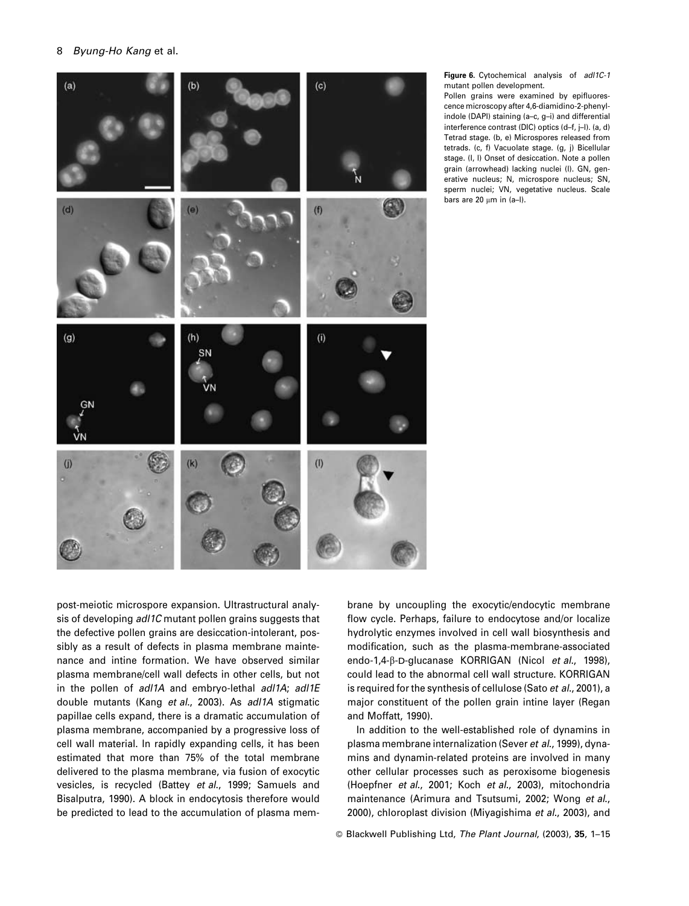**Figure 6.** Cytochemical analysis of *adl1C-1* mutant pollen development.
Pollen grains were examined by epifluorescence microscopy after 4,6-diamidino-2-phenylindole (DAPI) staining (a–c, g–i) and differential interference contrast (DIC) optics (d–f, j–l). (a, d) Tetrad stage. (b, e) Microspores released from tetrads. (c, f) Vacuolate stage. (g, j) Bicellular stage. (i, l) Onset of desiccation. Note a pollen grain (arrowhead) lacking nuclei (l). GN, generative nucleus; N, microspore nucleus; SN, sperm nuclei; VN, vegetative nucleus. Scale bars are 20 μm in (a–l).

post-meiotic microspore expansion. Ultrastructural analysis of developing *adl1C* mutant pollen grains suggests that the defective pollen grains are desiccation-intolerant, possibly as a result of defects in plasma membrane maintenance and intine formation. We have observed similar plasma membrane/cell wall defects in other cells, but not in the pollen of *adl1A* and embryo-lethal *adl1A*; *adl1E* double mutants (Kang *et al.*, 2003). As *adl1A* stigmatic papillae cells expand, there is a dramatic accumulation of plasma membrane, accompanied by a progressive loss of cell wall material. In rapidly expanding cells, it has been estimated that more than 75% of the total membrane delivered to the plasma membrane, via fusion of exocytic vesicles, is recycled (Battey *et al.*, 1999; Samuels and Bisalputra, 1990). A block in endocytosis therefore would be predicted to lead to the accumulation of plasma membrane by uncoupling the exocytic/endocytic membrane flow cycle. Perhaps, failure to endocytose and/or localize hydrolytic enzymes involved in cell wall biosynthesis and modification, such as the plasma-membrane-associated endo-1,4-β-D-glucanase KORRIGAN (Nicol *et al.*, 1998), could lead to the abnormal cell wall structure. KORRIGAN is required for the synthesis of cellulose (Sato *et al.*, 2001), a major constituent of the pollen grain intine layer (Regan and Moffatt, 1990).

In addition to the well-established role of dynamins in plasma membrane internalization (Sever *et al.*, 1999), dynamins and dynamin-related proteins are involved in many other cellular processes such as peroxisome biogenesis (Hoepfner *et al.*, 2001; Koch *et al.*, 2003), mitochondria maintenance (Arimura and Tsutsumi, 2002; Wong *et al.*, 2000), chloroplast division (Miyagishima *et al.*, 2003), and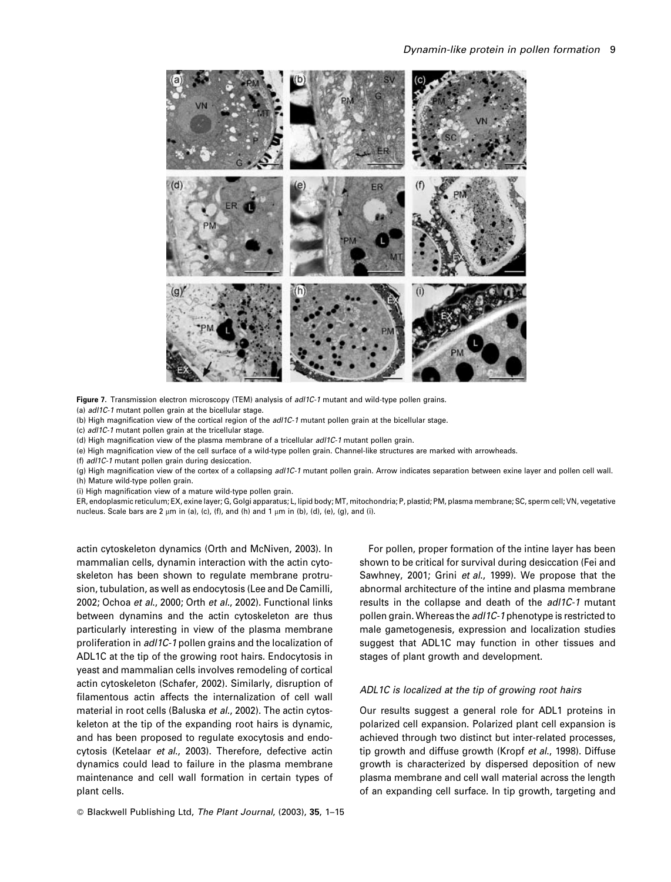**Figure 7.** Transmission electron microscopy (TEM) analysis of *adl1C-1* mutant and wild-type pollen grains.
(a) *adl1C-1* mutant pollen grain at the bicellular stage.
(b) High magnification view of the cortical region of the *adl1C-1* mutant pollen grain at the bicellular stage.
(c) *adl1C-1* mutant pollen grain at the tricellular stage.
(d) High magnification view of the plasma membrane of a tricellular *adl1C-1* mutant pollen grain.
(e) High magnification view of the cell surface of a wild-type pollen grain. Channel-like structures are marked with arrowheads.
(f) *adl1C-1* mutant pollen grain during desiccation.
(g) High magnification view of the cortex of a collapsing *adl1C-1* mutant pollen grain. Arrow indicates separation between exine layer and pollen cell wall.
(h) Mature wild-type pollen grain.
(i) High magnification view of a mature wild-type pollen grain.
ER, endoplasmic reticulum; EX, exine layer; G, Golgi apparatus; L, lipid body; MT, mitochondria; P, plastid; PM, plasma membrane; SC, sperm cell; VN, vegetative nucleus. Scale bars are 2 μm in (a), (c), (f), and (h) and 1 μm in (b), (d), (e), (g), and (i).

actin cytoskeleton dynamics (Orth and McNiven, 2003). In mammalian cells, dynamin interaction with the actin cytoskeleton has been shown to regulate membrane protrusion, tubulation, as well as endocytosis (Lee and De Camilli, 2002; Ochoa *et al.*, 2000; Orth *et al.*, 2002). Functional links between dynamins and the actin cytoskeleton are thus particularly interesting in view of the plasma membrane proliferation in *adl1C-1* pollen grains and the localization of ADL1C at the tip of the growing root hairs. Endocytosis in yeast and mammalian cells involves remodeling of cortical actin cytoskeleton (Schafer, 2002). Similarly, disruption of filamentous actin affects the internalization of cell wall material in root cells (Baluska *et al.*, 2002). The actin cytoskeleton at the tip of the expanding root hairs is dynamic, and has been proposed to regulate exocytosis and endocytosis (Ketelaar *et al.*, 2003). Therefore, defective actin dynamics could lead to failure in the plasma membrane maintenance and cell wall formation in certain types of plant cells.

For pollen, proper formation of the intine layer has been shown to be critical for survival during desiccation (Fei and Sawhney, 2001; Grini *et al.*, 1999). We propose that the abnormal architecture of the intine and plasma membrane results in the collapse and death of the *adl1C-1* mutant pollen grain. Whereas the *adl1C-1* phenotype is restricted to male gametogenesis, expression and localization studies suggest that ADL1C may function in other tissues and stages of plant growth and development.

### *ADL1C is localized at the tip of growing root hairs*

Our results suggest a general role for ADL1 proteins in polarized cell expansion. Polarized plant cell expansion is achieved through two distinct but inter-related processes, tip growth and diffuse growth (Kropf *et al.*, 1998). Diffuse growth is characterized by dispersed deposition of new plasma membrane and cell wall material across the length of an expanding cell surface. In tip growth, targeting and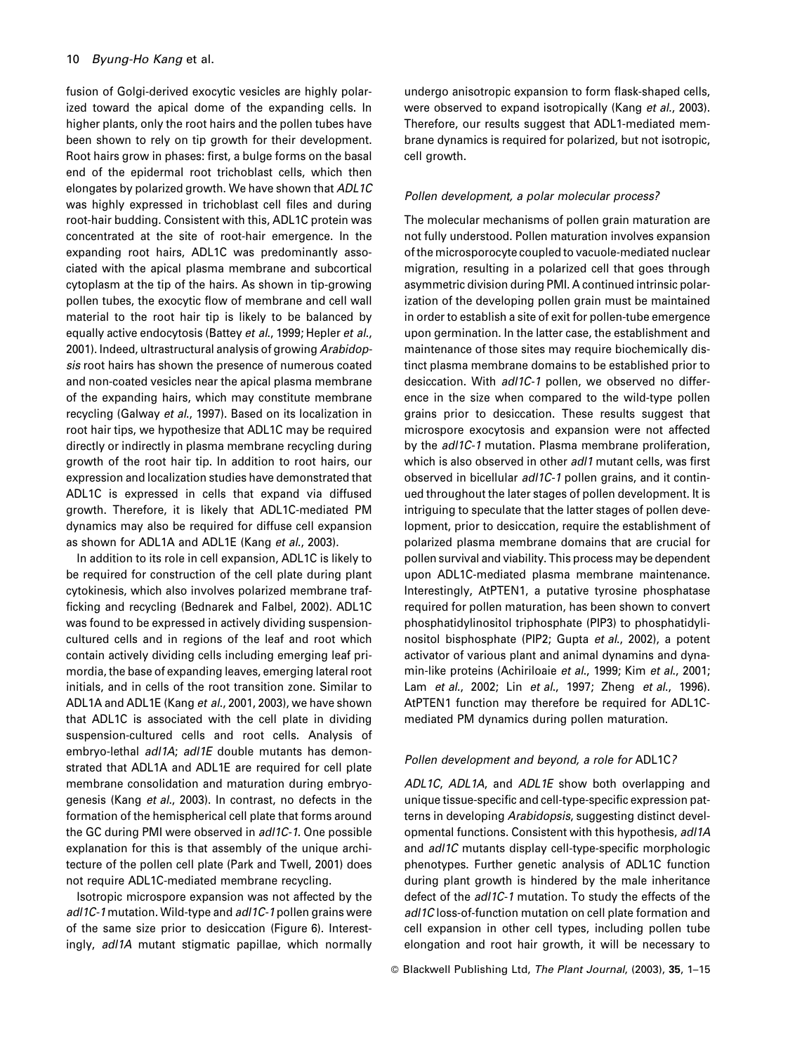fusion of Golgi-derived exocytic vesicles are highly polarized toward the apical dome of the expanding cells. In higher plants, only the root hairs and the pollen tubes have been shown to rely on tip growth for their development. Root hairs grow in phases: first, a bulge forms on the basal end of the epidermal root trichoblast cells, which then elongates by polarized growth. We have shown that *ADL1C* was highly expressed in trichoblast cell files and during root-hair budding. Consistent with this, ADL1C protein was concentrated at the site of root-hair emergence. In the expanding root hairs, ADL1C was predominantly associated with the apical plasma membrane and subcortical cytoplasm at the tip of the hairs. As shown in tip-growing pollen tubes, the exocytic flow of membrane and cell wall material to the root hair tip is likely to be balanced by equally active endocytosis (Battey *et al.*, 1999; Hepler *et al.*, 2001). Indeed, ultrastructural analysis of growing *Arabidopsis* root hairs has shown the presence of numerous coated and non-coated vesicles near the apical plasma membrane of the expanding hairs, which may constitute membrane recycling (Galway *et al.*, 1997). Based on its localization in root hair tips, we hypothesize that ADL1C may be required directly or indirectly in plasma membrane recycling during growth of the root hair tip. In addition to root hairs, our expression and localization studies have demonstrated that ADL1C is expressed in cells that expand via diffused growth. Therefore, it is likely that ADL1C-mediated PM dynamics may also be required for diffuse cell expansion as shown for ADL1A and ADL1E (Kang *et al.*, 2003).

In addition to its role in cell expansion, ADL1C is likely to be required for construction of the cell plate during plant cytokinesis, which also involves polarized membrane trafficking and recycling (Bednarek and Falbel, 2002). ADL1C was found to be expressed in actively dividing suspension-cultured cells and in regions of the leaf and root which contain actively dividing cells including emerging leaf primordia, the base of expanding leaves, emerging lateral root initials, and in cells of the root transition zone. Similar to ADL1A and ADL1E (Kang *et al.*, 2001, 2003), we have shown that ADL1C is associated with the cell plate in dividing suspension-cultured cells and root cells. Analysis of embryo-lethal *adl1A*; *adl1E* double mutants has demonstrated that ADL1A and ADL1E are required for cell plate membrane consolidation and maturation during embryogenesis (Kang *et al.*, 2003). In contrast, no defects in the formation of the hemispherical cell plate that forms around the GC during PMI were observed in *adl1C-1*. One possible explanation for this is that assembly of the unique architecture of the pollen cell plate (Park and Twell, 2001) does not require ADL1C-mediated membrane recycling.

Isotropic microspore expansion was not affected by the *adl1C-1* mutation. Wild-type and *adl1C-1* pollen grains were of the same size prior to desiccation (Figure 6). Interestingly, *adl1A* mutant stigmatic papillae, which normally undergo anisotropic expansion to form flask-shaped cells, were observed to expand isotropically (Kang *et al.*, 2003). Therefore, our results suggest that ADL1-mediated membrane dynamics is required for polarized, but not isotropic, cell growth.

### *Pollen development, a polar molecular process?*

The molecular mechanisms of pollen grain maturation are not fully understood. Pollen maturation involves expansion of the microsporocyte coupled to vacuole-mediated nuclear migration, resulting in a polarized cell that goes through asymmetric division during PMI. A continued intrinsic polarization of the developing pollen grain must be maintained in order to establish a site of exit for pollen-tube emergence upon germination. In the latter case, the establishment and maintenance of those sites may require biochemically distinct plasma membrane domains to be established prior to desiccation. With *adl1C-1* pollen, we observed no difference in the size when compared to the wild-type pollen grains prior to desiccation. These results suggest that microspore exocytosis and expansion were not affected by the *adl1C-1* mutation. Plasma membrane proliferation, which is also observed in other *adl1* mutant cells, was first observed in bicellular *adl1C-1* pollen grains, and it continued throughout the later stages of pollen development. It is intriguing to speculate that the latter stages of pollen development, prior to desiccation, require the establishment of polarized plasma membrane domains that are crucial for pollen survival and viability. This process may be dependent upon ADL1C-mediated plasma membrane maintenance. Interestingly, AtPTEN1, a putative tyrosine phosphatase required for pollen maturation, has been shown to convert phosphatidylinositol triphosphate (PIP3) to phosphatidylinositol bisphosphate (PIP2; Gupta *et al.*, 2002), a potent activator of various plant and animal dynamins and dynamin-like proteins (Achiriloaie *et al.*, 1999; Kim *et al.*, 2001; Lam *et al.*, 2002; Lin *et al.*, 1997; Zheng *et al.*, 1996). AtPTEN1 function may therefore be required for ADL1C-mediated PM dynamics during pollen maturation.

### *Pollen development and beyond, a role for* ADL1C*?*

*ADL1C*, *ADL1A*, and *ADL1E* show both overlapping and unique tissue-specific and cell-type-specific expression patterns in developing *Arabidopsis*, suggesting distinct developmental functions. Consistent with this hypothesis, *adl1A* and *adl1C* mutants display cell-type-specific morphologic phenotypes. Further genetic analysis of ADL1C function during plant growth is hindered by the male inheritance defect of the *adl1C-1* mutation. To study the effects of the *adl1C* loss-of-function mutation on cell plate formation and cell expansion in other cell types, including pollen tube elongation and root hair growth, it will be necessary to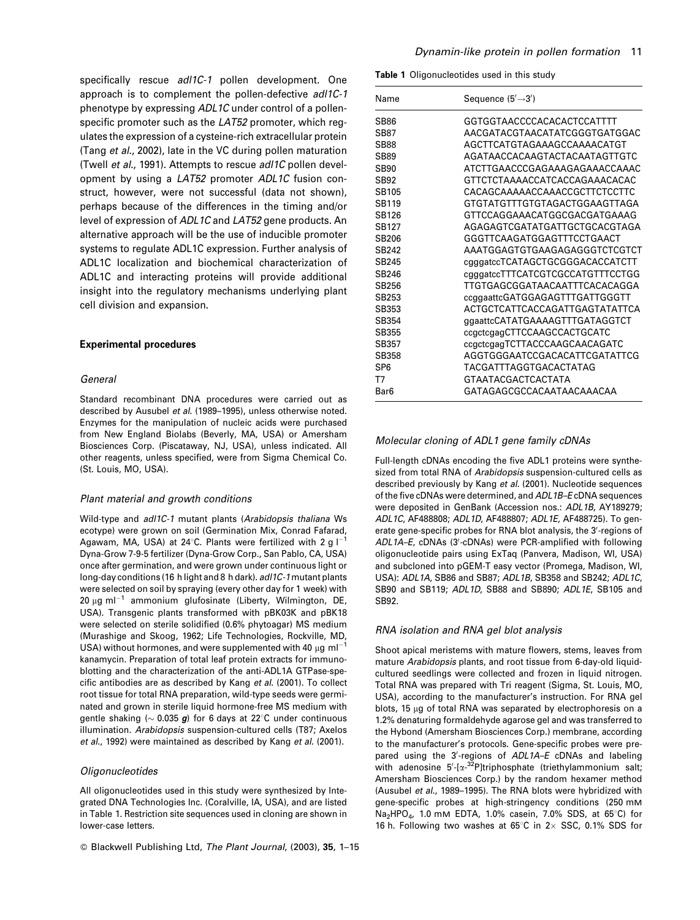specifically rescue *adl1C-1* pollen development. One approach is to complement the pollen-defective *adl1C-1* phenotype by expressing *ADL1C* under control of a pollen-specific promoter such as the *LAT52* promoter, which regulates the expression of a cysteine-rich extracellular protein (Tang *et al*., 2002), late in the VC during pollen maturation (Twell *et al*., 1991). Attempts to rescue *adl1C* pollen development by using a *LAT52* promoter *ADL1C* fusion construct, however, were not successful (data not shown), perhaps because of the differences in the timing and/or level of expression of *ADL1C* and *LAT52* gene products. An alternative approach will be the use of inducible promoter systems to regulate ADL1C expression. Further analysis of ADL1C localization and biochemical characterization of ADL1C and interacting proteins will provide additional insight into the regulatory mechanisms underlying plant cell division and expansion.

## Experimental procedures

### General

Standard recombinant DNA procedures were carried out as described by Ausubel *et al.* (1989–1995), unless otherwise noted. Enzymes for the manipulation of nucleic acids were purchased from New England Biolabs (Beverly, MA, USA) or Amersham Biosciences Corp. (Piscataway, NJ, USA), unless indicated. All other reagents, unless specified, were from Sigma Chemical Co. (St. Louis, MO, USA).

### Plant material and growth conditions

Wild-type and *adl1C-1* mutant plants (*Arabidopsis thaliana* Ws ecotype) were grown on soil (Germination Mix, Conrad Fafarad, Agawam, MA, USA) at 24°C. Plants were fertilized with 2 g $l^{-1}$ Dyna-Grow 7-9-5 fertilizer (Dyna-Grow Corp., San Pablo, CA, USA) once after germination, and were grown under continuous light or long-day conditions (16 h light and 8 h dark). *adl1C-1* mutant plants were selected on soil by spraying (every other day for 1 week) with 20 μg $ml^{-1}$ ammonium glufosinate (Liberty, Wilmington, DE, USA). Transgenic plants transformed with pBK03K and pBK18 were selected on sterile solidified (0.6% phytoagar) MS medium (Murashige and Skoog, 1962; Life Technologies, Rockville, MD, USA) without hormones, and were supplemented with 40 μg $ml^{-1}$ kanamycin. Preparation of total leaf protein extracts for immunoblotting and the characterization of the anti-ADL1A GTPase-specific antibodies are as described by Kang *et al.* (2001). To collect root tissue for total RNA preparation, wild-type seeds were germinated and grown in sterile liquid hormone-free MS medium with gentle shaking (~ 0.035 ***g***) for 6 days at 22°C under continuous illumination. *Arabidopsis* suspension-cultured cells (T87; Axelos *et al.*, 1992) were maintained as described by Kang *et al.* (2001).

### Oligonucleotides

All oligonucleotides used in this study were synthesized by Integrated DNA Technologies Inc. (Coralville, IA, USA), and are listed in Table 1. Restriction site sequences used in cloning are shown in lower-case letters.

**Table 1** Oligonucleotides used in this study

| Name | Sequence (5′→3′) |
|---|---|
| SB86 | GGTGGTAACCCCACACACTCCATTTT |
| SB87 | AACGATACGTAACATATCGGGTGATGGAC |
| SB88 | AGCTTCATGTAGAAAGCCAAAACATGT |
| SB89 | AGATAACCACAAGTACTACAATAGTTGTC |
| SB90 | ATCTTGAACCCGAGAAAGAGAAACCAAAC |
| SB92 | GTTCTCTAAAACCATCACCAGAAACACAC |
| SB105 | CACAGCAAAAACCAAACCGCTTCTCCTTC |
| SB119 | GTGTATGTTTGTGTAGACTGGAAGTTAGA |
| SB126 | GTTCCAGGAAACATGGCGACGATGAAAG |
| SB127 | AGAGAGTCGATATGATTGCTGCACGTAGA |
| SB206 | GGGTTCAAGATGGAGTTTCCTGAACT |
| SB242 | AAATGGAGTGTGAAGAGAGGGTCTCGTCT |
| SB245 | cgggatccTCATAGCTGCGGGACACCATCTT |
| SB246 | cgggatccTTTCATCGTCGCCATGTTTCCTGG |
| SB256 | TTGTGAGCGGATAACAATTTCACACAGGA |
| SB253 | ccggaattcGATGGAGAGTTTGATTGGGTT |
| SB353 | ACTGCTCATTCACCAGATTGAGTATATTCA |
| SB354 | ggaattcCATATGAAAAGTTTGATAGGTCT |
| SB355 | ccgctcgagCTTCCAAGCCACTGCATC |
| SB357 | ccgctcgagTCTTACCCAAGCAACAGATC |
| SB358 | AGGTGGGAATCCGACACATTCGATATTCG |
| SP6 | TACGATTTAGGTGACACTATAG |
| T7 | GTAATACGACTCACTATA |
| Bar6 | GATAGAGCGCCACAATAACAAACAA |

### Molecular cloning of ADL1 gene family cDNAs

Full-length cDNAs encoding the five ADL1 proteins were synthesized from total RNA of *Arabidopsis* suspension-cultured cells as described previously by Kang *et al.* (2001). Nucleotide sequences of the five cDNAs were determined, and *ADL1B–E* cDNA sequences were deposited in GenBank (Accession nos.: *ADL1B*, AY189279; *ADL1C*, AF488808; *ADL1D*, AF488807; *ADL1E*, AF488725). To generate gene-specific probes for RNA blot analysis, the 3′-regions of *ADL1A–E*, cDNAs (3′-cDNAs) were PCR-amplified with following oligonucleotide pairs using ExTaq (Panvera, Madison, WI, USA) and subcloned into pGEM-T easy vector (Promega, Madison, WI, USA): *ADL1A*, SB86 and SB87; *ADL1B*, SB358 and SB242; *ADL1C,* SB90 and SB119; *ADL1D*, SB88 and SB890; *ADL1E*, SB105 and SB92.

### RNA isolation and RNA gel blot analysis

Shoot apical meristems with mature flowers, stems, leaves from mature *Arabidopsis* plants, and root tissue from 6-day-old liquid-cultured seedlings were collected and frozen in liquid nitrogen. Total RNA was prepared with Tri reagent (Sigma, St. Louis, MO, USA), according to the manufacturer's instruction. For RNA gel blots, 15 μg of total RNA was separated by electrophoresis on a 1.2% denaturing formaldehyde agarose gel and was transferred to the Hybond (Amersham Biosciences Corp.) membrane, according to the manufacturer's protocols. Gene-specific probes were prepared using the 3′-regions of *ADL1A–E* cDNAs and labeling with adenosine 5′-[α-$^{32}$P]triphosphate (triethylammonium salt; Amersham Biosciences Corp.) by the random hexamer method (Ausubel *et al.*, 1989–1995). The RNA blots were hybridized with gene-specific probes at high-stringency conditions (250 mM $Na_2HPO_4$, 1.0 mM EDTA, 1.0% casein, 7.0% SDS, at 65°C) for 16 h. Following two washes at 65°C in 2× SSC, 0.1% SDS for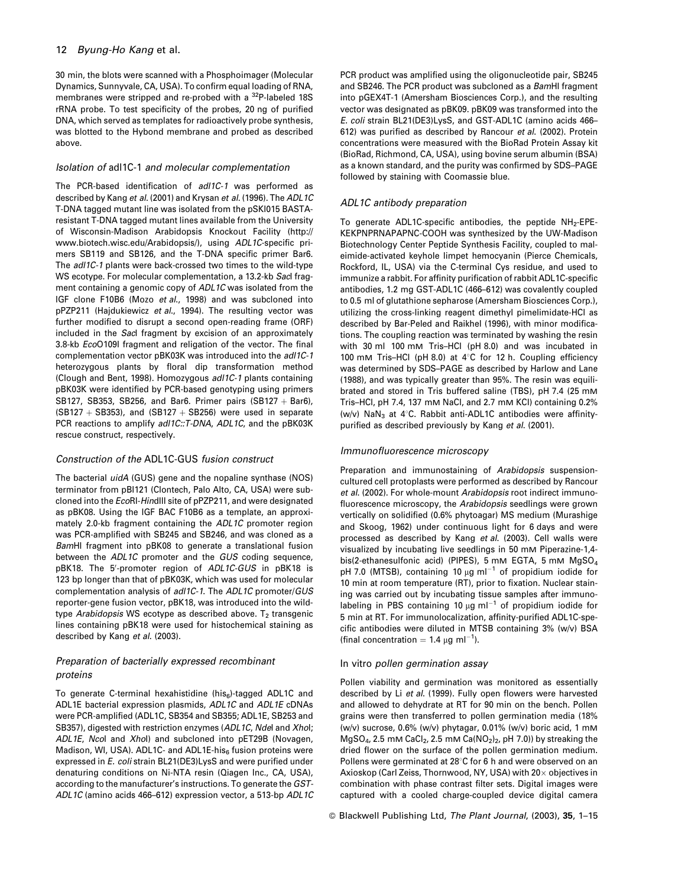30 min, the blots were scanned with a Phosphoimager (Molecular Dynamics, Sunnyvale, CA, USA). To confirm equal loading of RNA, membranes were stripped and re-probed with a $^{32}P$-labeled 18S rRNA probe. To test specificity of the probes, 20 ng of purified DNA, which served as templates for radioactively probe synthesis, was blotted to the Hybond membrane and probed as described above.

### *Isolation of* adl1C-1 *and molecular complementation*

The PCR-based identification of *adl1C-1* was performed as described by Kang *et al.* (2001) and Krysan *et al.* (1996). The *ADL1C* T-DNA tagged mutant line was isolated from the pSKI015 BASTA-resistant T-DNA tagged mutant lines available from the University of Wisconsin-Madison Arabidopsis Knockout Facility (http://www.biotech.wisc.edu/Arabidopsis/), using *ADL1C*-specific primers SB119 and SB126, and the T-DNA specific primer Bar6. The *adl1C-1* plants were back-crossed two times to the wild-type WS ecotype. For molecular complementation, a 13.2-kb *Sac*I fragment containing a genomic copy of *ADL1C* was isolated from the IGF clone F10B6 (Mozo *et al.*, 1998) and was subcloned into pPZP211 (Hajdukiewicz *et al.*, 1994). The resulting vector was further modified to disrupt a second open-reading frame (ORF) included in the *Sac*I fragment by excision of an approximately 3.8-kb *Eco*O109I fragment and religation of the vector. The final complementation vector pBK03K was introduced into the *adl1C-1* heterozygous plants by floral dip transformation method (Clough and Bent, 1998). Homozygous *adl1C-1* plants containing pBK03K were identified by PCR-based genotyping using primers SB127, SB353, SB256, and Bar6. Primer pairs (SB127 + Bar6), (SB127 + SB353), and (SB127 + SB256) were used in separate PCR reactions to amplify *adl1C::T-DNA*, *ADL1C*, and the pBK03K rescue construct, respectively.

### *Construction of the* ADL1C-GUS *fusion construct*

The bacterial *uidA* (GUS) gene and the nopaline synthase (NOS) terminator from pBI121 (Clontech, Palo Alto, CA, USA) were subcloned into the *Eco*RI-*Hin*dIII site of pPZP211, and were designated as pBK08. Using the IGF BAC F10B6 as a template, an approximately 2.0-kb fragment containing the *ADL1C* promoter region was PCR-amplified with SB245 and SB246, and was cloned as a *Bam*HI fragment into pBK08 to generate a translational fusion between the *ADL1C* promoter and the *GUS* coding sequence, pBK18. The 5′-promoter region of *ADL1C-GUS* in pBK18 is 123 bp longer than that of pBK03K, which was used for molecular complementation analysis of *adl1C-1*. The *ADL1C* promoter/*GUS* reporter-gene fusion vector, pBK18, was introduced into the wild-type *Arabidopsis* WS ecotype as described above. $T_2$ transgenic lines containing pBK18 were used for histochemical staining as described by Kang *et al.* (2003).

### *Preparation of bacterially expressed recombinant proteins*

To generate C-terminal hexahistidine ($his_6$)-tagged ADL1C and ADL1E bacterial expression plasmids, *ADL1C* and *ADL1E* cDNAs were PCR-amplified (ADL1C, SB354 and SB355; ADL1E, SB253 and SB357), digested with restriction enzymes (*ADL1C*, *Nde*I and *Xho*I; *ADL1E*, *Nco*I and *Xho*I) and subcloned into pET29B (Novagen, Madison, WI, USA). ADL1C- and ADL1E-$his_6$ fusion proteins were expressed in *E. coli* strain BL21(DE3)LysS and were purified under denaturing conditions on Ni-NTA resin (Qiagen Inc., CA, USA), according to the manufacturer's instructions. To generate the *GST-ADL1C* (amino acids 466–612) expression vector, a 513-bp *ADL1C* PCR product was amplified using the oligonucleotide pair, SB245 and SB246. The PCR product was subcloned as a *Bam*HI fragment into pGEX4T-1 (Amersham Biosciences Corp.), and the resulting vector was designated as pBK09. pBK09 was transformed into the *E. coli* strain BL21(DE3)LysS, and GST-ADL1C (amino acids 466–612) was purified as described by Rancour *et al.* (2002). Protein concentrations were measured with the BioRad Protein Assay kit (BioRad, Richmond, CA, USA), using bovine serum albumin (BSA) as a known standard, and the purity was confirmed by SDS–PAGE followed by staining with Coomassie blue.

### *ADL1C antibody preparation*

To generate ADL1C-specific antibodies, the peptide $NH_2$-EPE-KEKPNPRNAPAPNC-COOH was synthesized by the UW-Madison Biotechnology Center Peptide Synthesis Facility, coupled to maleimide-activated keyhole limpet hemocyanin (Pierce Chemicals, Rockford, IL, USA) via the C-terminal Cys residue, and used to immunize a rabbit. For affinity purification of rabbit ADL1C-specific antibodies, 1.2 mg GST-ADL1C (466–612) was covalently coupled to 0.5 ml of glutathione sepharose (Amersham Biosciences Corp.), utilizing the cross-linking reagent dimethyl pimelimidate-HCl as described by Bar-Peled and Raikhel (1996), with minor modifications. The coupling reaction was terminated by washing the resin with 30 ml 100 mM Tris–HCl (pH 8.0) and was incubated in 100 mM Tris–HCl (pH 8.0) at 4°C for 12 h. Coupling efficiency was determined by SDS–PAGE as described by Harlow and Lane (1988), and was typically greater than 95%. The resin was equilibrated and stored in Tris buffered saline (TBS), pH 7.4 (25 mM Tris–HCl, pH 7.4, 137 mM NaCl, and 2.7 mM KCl) containing 0.2% (w/v) $NaN_3$ at 4°C. Rabbit anti-ADL1C antibodies were affinity-purified as described previously by Kang *et al.* (2001).

### *Immunofluorescence microscopy*

Preparation and immunostaining of *Arabidopsis* suspension-cultured cell protoplasts were performed as described by Rancour *et al.* (2002). For whole-mount *Arabidopsis* root indirect immunofluorescence microscopy, the *Arabidopsis* seedlings were grown vertically on solidified (0.6% phytoagar) MS medium (Murashige and Skoog, 1962) under continuous light for 6 days and were processed as described by Kang *et al.* (2003). Cell walls were visualized by incubating live seedlings in 50 mM Piperazine-1,4-bis(2-ethanesulfonic acid) (PIPES), 5 mM EGTA, 5 mM $MgSO_4$ pH 7.0 (MTSB), containing 10 μg $ml^{-1}$ of propidium iodide for 10 min at room temperature (RT), prior to fixation. Nuclear staining was carried out by incubating tissue samples after immunolabeling in PBS containing 10 μg $ml^{-1}$ of propidium iodide for 5 min at RT. For immunolocalization, affinity-purified ADL1C-specific antibodies were diluted in MTSB containing 3% (w/v) BSA (final concentration = 1.4 μg $ml^{-1}$).

### In vitro *pollen germination assay*

Pollen viability and germination was monitored as essentially described by Li *et al.* (1999). Fully open flowers were harvested and allowed to dehydrate at RT for 90 min on the bench. Pollen grains were then transferred to pollen germination media (18% (w/v) sucrose, 0.6% (w/v) phytagar, 0.01% (w/v) boric acid, 1 mM $MgSO_4$, 2.5 mM $CaCl_2$, 2.5 mM $Ca(NO_2)_2$, pH 7.0)) by streaking the dried flower on the surface of the pollen germination medium. Pollens were germinated at 28°C for 6 h and were observed on an Axioskop (Carl Zeiss, Thornwood, NY, USA) with 20× objectives in combination with phase contrast filter sets. Digital images were captured with a cooled charge-coupled device digital camera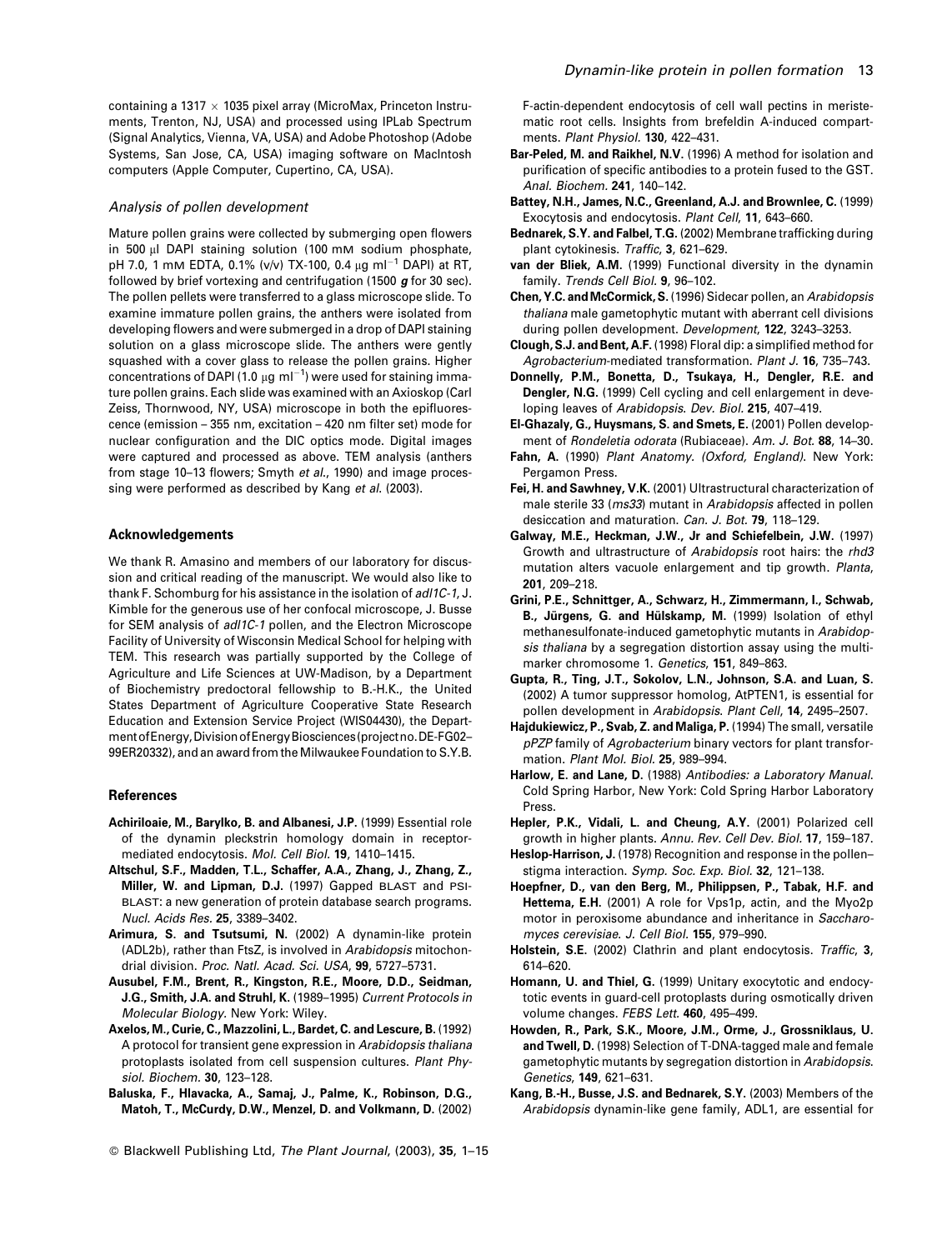containing a 1317 × 1035 pixel array (MicroMax, Princeton Instruments, Trenton, NJ, USA) and processed using IPLab Spectrum (Signal Analytics, Vienna, VA, USA) and Adobe Photoshop (Adobe Systems, San Jose, CA, USA) imaging software on MacIntosh computers (Apple Computer, Cupertino, CA, USA).

### *Analysis of pollen development*

Mature pollen grains were collected by submerging open flowers in 500 μl DAPI staining solution (100 mM sodium phosphate, pH 7.0, 1 mM EDTA, 0.1% (v/v) TX-100, 0.4 μg $ml^{-1}$ DAPI) at RT, followed by brief vortexing and centrifugation (1500 ***g*** for 30 sec). The pollen pellets were transferred to a glass microscope slide. To examine immature pollen grains, the anthers were isolated from developing flowers and were submerged in a drop of DAPI staining solution on a glass microscope slide. The anthers were gently squashed with a cover glass to release the pollen grains. Higher concentrations of DAPI (1.0 μg $ml^{-1}$) were used for staining immature pollen grains. Each slide was examined with an Axioskop (Carl Zeiss, Thornwood, NY, USA) microscope in both the epifluorescence (emission – 355 nm, excitation – 420 nm filter set) mode for nuclear configuration and the DIC optics mode. Digital images were captured and processed as above. TEM analysis (anthers from stage 10–13 flowers; Smyth *et al*., 1990) and image processing were performed as described by Kang *et al*. (2003).

## Acknowledgements

We thank R. Amasino and members of our laboratory for discussion and critical reading of the manuscript. We would also like to thank F. Schomburg for his assistance in the isolation of *adl1C-1*, J. Kimble for the generous use of her confocal microscope, J. Busse for SEM analysis of *adl1C-1* pollen, and the Electron Microscope Facility of University of Wisconsin Medical School for helping with TEM. This research was partially supported by the College of Agriculture and Life Sciences at UW-Madison, by a Department of Biochemistry predoctoral fellowship to B.-H.K., the United States Department of Agriculture Cooperative State Research Education and Extension Service Project (WIS04430), the Department of Energy, Division of Energy Biosciences (project no. DE-FG02–99ER20332), and an award from the Milwaukee Foundation to S.Y.B.

## References

**Achiriloaie, M., Barylko, B. and Albanesi, J.P.** (1999) Essential role of the dynamin pleckstrin homology domain in receptor-mediated endocytosis. *Mol. Cell Biol*. **19**, 1410–1415.

**Altschul, S.F., Madden, T.L., Schaffer, A.A., Zhang, J., Zhang, Z., Miller, W. and Lipman, D.J.** (1997) Gapped BLAST and PSI-BLAST: a new generation of protein database search programs. *Nucl. Acids Res*. **25**, 3389–3402.

**Arimura, S. and Tsutsumi, N.** (2002) A dynamin-like protein (ADL2b), rather than FtsZ, is involved in *Arabidopsis* mitochondrial division. *Proc. Natl. Acad. Sci. USA*, **99**, 5727–5731.

**Ausubel, F.M., Brent, R., Kingston, R.E., Moore, D.D., Seidman, J.G., Smith, J.A. and Struhl, K.** (1989–1995) *Current Protocols in Molecular Biology*. New York: Wiley.

**Axelos, M., Curie, C., Mazzolini, L., Bardet, C. and Lescure, B.** (1992) A protocol for transient gene expression in *Arabidopsis thaliana* protoplasts isolated from cell suspension cultures. *Plant Physiol. Biochem*. **30**, 123–128.

**Baluska, F., Hlavacka, A., Samaj, J., Palme, K., Robinson, D.G., Matoh, T., McCurdy, D.W., Menzel, D. and Volkmann, D.** (2002) F-actin-dependent endocytosis of cell wall pectins in meristematic root cells. Insights from brefeldin A-induced compartments. *Plant Physiol*. **130**, 422–431.

**Bar-Peled, M. and Raikhel, N.V.** (1996) A method for isolation and purification of specific antibodies to a protein fused to the GST. *Anal. Biochem*. **241**, 140–142.

**Battey, N.H., James, N.C., Greenland, A.J. and Brownlee, C.** (1999) Exocytosis and endocytosis. *Plant Cell*, **11**, 643–660.

**Bednarek, S.Y. and Falbel, T.G.** (2002) Membrane trafficking during plant cytokinesis. *Traffic*, **3**, 621–629.

**van der Bliek, A.M.** (1999) Functional diversity in the dynamin family. *Trends Cell Biol*. **9**, 96–102.

**Chen, Y.C. and McCormick, S.** (1996) Sidecar pollen, an *Arabidopsis thaliana* male gametophytic mutant with aberrant cell divisions during pollen development. *Development*, **122**, 3243–3253.

**Clough, S.J. and Bent, A.F.** (1998) Floral dip: a simplified method for *Agrobacterium*-mediated transformation. *Plant J*. **16**, 735–743.

**Donnelly, P.M., Bonetta, D., Tsukaya, H., Dengler, R.E. and Dengler, N.G.** (1999) Cell cycling and cell enlargement in developing leaves of *Arabidopsis*. *Dev. Biol*. **215**, 407–419.

**El-Ghazaly, G., Huysmans, S. and Smets, E.** (2001) Pollen development of *Rondeletia odorata* (Rubiaceae). *Am. J. Bot*. **88**, 14–30.

**Fahn, A.** (1990) *Plant Anatomy. (Oxford, England)*. New York: Pergamon Press.

**Fei, H. and Sawhney, V.K.** (2001) Ultrastructural characterization of male sterile 33 (*ms33*) mutant in *Arabidopsis* affected in pollen desiccation and maturation. *Can. J. Bot*. **79**, 118–129.

**Galway, M.E., Heckman, J.W., Jr and Schiefelbein, J.W.** (1997) Growth and ultrastructure of *Arabidopsis* root hairs: the *rhd3* mutation alters vacuole enlargement and tip growth. *Planta*, **201**, 209–218.

**Grini, P.E., Schnittger, A., Schwarz, H., Zimmermann, I., Schwab, B., Jürgens, G. and Hülskamp, M.** (1999) Isolation of ethyl methanesulfonate-induced gametophytic mutants in *Arabidopsis thaliana* by a segregation distortion assay using the multimarker chromosome 1. *Genetics*, **151**, 849–863.

**Gupta, R., Ting, J.T., Sokolov, L.N., Johnson, S.A. and Luan, S.** (2002) A tumor suppressor homolog, AtPTEN1, is essential for pollen development in *Arabidopsis*. *Plant Cell*, **14**, 2495–2507.

**Hajdukiewicz, P., Svab, Z. and Maliga, P.** (1994) The small, versatile *pPZP* family of *Agrobacterium* binary vectors for plant transformation. *Plant Mol. Biol*. **25**, 989–994.

**Harlow, E. and Lane, D.** (1988) *Antibodies: a Laboratory Manual*. Cold Spring Harbor, New York: Cold Spring Harbor Laboratory Press.

**Hepler, P.K., Vidali, L. and Cheung, A.Y.** (2001) Polarized cell growth in higher plants. *Annu. Rev. Cell Dev. Biol*. **17**, 159–187.

**Heslop-Harrison, J.** (1978) Recognition and response in the pollen–stigma interaction. *Symp. Soc. Exp. Biol*. **32**, 121–138.

**Hoepfner, D., van den Berg, M., Philippsen, P., Tabak, H.F. and Hettema, E.H.** (2001) A role for Vps1p, actin, and the Myo2p motor in peroxisome abundance and inheritance in *Saccharomyces cerevisiae*. *J. Cell Biol*. **155**, 979–990.

**Holstein, S.E.** (2002) Clathrin and plant endocytosis. *Traffic*, **3**, 614–620.

**Homann, U. and Thiel, G.** (1999) Unitary exocytotic and endocytotic events in guard-cell protoplasts during osmotically driven volume changes. *FEBS Lett*. **460**, 495–499.

**Howden, R., Park, S.K., Moore, J.M., Orme, J., Grossniklaus, U. and Twell, D.** (1998) Selection of T-DNA-tagged male and female gametophytic mutants by segregation distortion in *Arabidopsis*. *Genetics*, **149**, 621–631.

**Kang, B.-H., Busse, J.S. and Bednarek, S.Y.** (2003) Members of the *Arabidopsis* dynamin-like gene family, ADL1, are essential for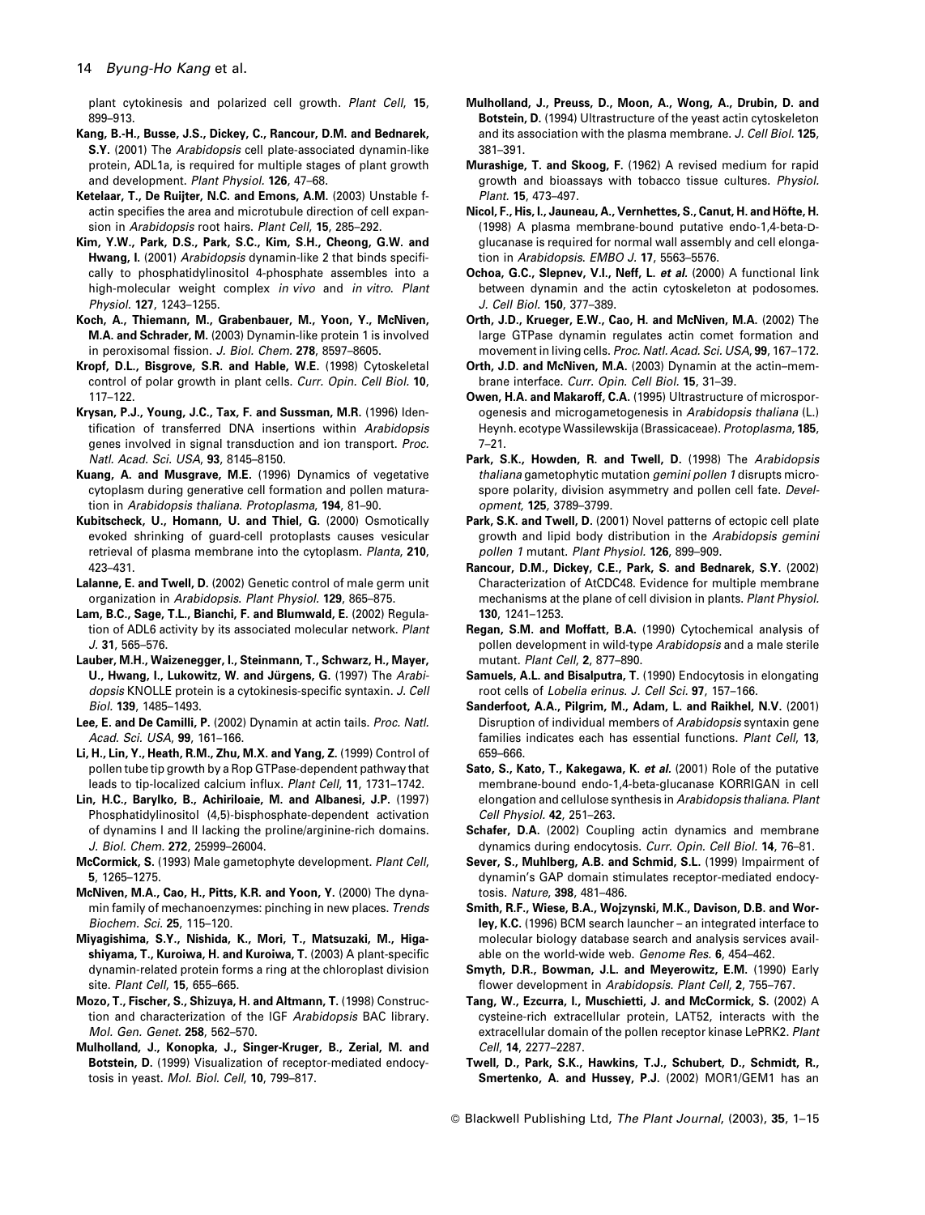plant cytokinesis and polarized cell growth. *Plant Cell*, **15**, 899–913.

**Kang, B.-H., Busse, J.S., Dickey, C., Rancour, D.M. and Bednarek, S.Y.** (2001) The *Arabidopsis* cell plate-associated dynamin-like protein, ADL1a, is required for multiple stages of plant growth and development. *Plant Physiol.* **126**, 47–68.

**Ketelaar, T., De Ruijter, N.C. and Emons, A.M.** (2003) Unstable f-actin specifies the area and microtubule direction of cell expansion in *Arabidopsis* root hairs. *Plant Cell*, **15**, 285–292.

**Kim, Y.W., Park, D.S., Park, S.C., Kim, S.H., Cheong, G.W. and Hwang, I.** (2001) *Arabidopsis* dynamin-like 2 that binds specifically to phosphatidylinositol 4-phosphate assembles into a high-molecular weight complex *in vivo* and *in vitro*. *Plant Physiol.* **127**, 1243–1255.

**Koch, A., Thiemann, M., Grabenbauer, M., Yoon, Y., McNiven, M.A. and Schrader, M.** (2003) Dynamin-like protein 1 is involved in peroxisomal fission. *J. Biol. Chem.* **278**, 8597–8605.

**Kropf, D.L., Bisgrove, S.R. and Hable, W.E.** (1998) Cytoskeletal control of polar growth in plant cells. *Curr. Opin. Cell Biol.* **10**, 117–122.

**Krysan, P.J., Young, J.C., Tax, F. and Sussman, M.R.** (1996) Identification of transferred DNA insertions within *Arabidopsis* genes involved in signal transduction and ion transport. *Proc. Natl. Acad. Sci. USA*, **93**, 8145–8150.

**Kuang, A. and Musgrave, M.E.** (1996) Dynamics of vegetative cytoplasm during generative cell formation and pollen maturation in *Arabidopsis thaliana*. *Protoplasma*, **194**, 81–90.

**Kubitscheck, U., Homann, U. and Thiel, G.** (2000) Osmotically evoked shrinking of guard-cell protoplasts causes vesicular retrieval of plasma membrane into the cytoplasm. *Planta*, **210**, 423–431.

**Lalanne, E. and Twell, D.** (2002) Genetic control of male germ unit organization in *Arabidopsis*. *Plant Physiol.* **129**, 865–875.

**Lam, B.C., Sage, T.L., Bianchi, F. and Blumwald, E.** (2002) Regulation of ADL6 activity by its associated molecular network. *Plant J.* **31**, 565–576.

**Lauber, M.H., Waizenegger, I., Steinmann, T., Schwarz, H., Mayer, U., Hwang, I., Lukowitz, W. and Jürgens, G.** (1997) The *Arabidopsis* KNOLLE protein is a cytokinesis-specific syntaxin. *J. Cell Biol.* **139**, 1485–1493.

**Lee, E. and De Camilli, P.** (2002) Dynamin at actin tails. *Proc. Natl. Acad. Sci. USA*, **99**, 161–166.

**Li, H., Lin, Y., Heath, R.M., Zhu, M.X. and Yang, Z.** (1999) Control of pollen tube tip growth by a Rop GTPase-dependent pathway that leads to tip-localized calcium influx. *Plant Cell*, **11**, 1731–1742.

**Lin, H.C., Barylko, B., Achiriloaie, M. and Albanesi, J.P.** (1997) Phosphatidylinositol (4,5)-bisphosphate-dependent activation of dynamins I and II lacking the proline/arginine-rich domains. *J. Biol. Chem.* **272**, 25999–26004.

**McCormick, S.** (1993) Male gametophyte development. *Plant Cell*, **5**, 1265–1275.

**McNiven, M.A., Cao, H., Pitts, K.R. and Yoon, Y.** (2000) The dynamin family of mechanoenzymes: pinching in new places. *Trends Biochem. Sci.* **25**, 115–120.

**Miyagishima, S.Y., Nishida, K., Mori, T., Matsuzaki, M., Higashiyama, T., Kuroiwa, H. and Kuroiwa, T.** (2003) A plant-specific dynamin-related protein forms a ring at the chloroplast division site. *Plant Cell*, **15**, 655–665.

**Mozo, T., Fischer, S., Shizuya, H. and Altmann, T.** (1998) Construction and characterization of the IGF *Arabidopsis* BAC library. *Mol. Gen. Genet.* **258**, 562–570.

**Mulholland, J., Konopka, J., Singer-Kruger, B., Zerial, M. and Botstein, D.** (1999) Visualization of receptor-mediated endocytosis in yeast. *Mol. Biol. Cell*, **10**, 799–817.

**Mulholland, J., Preuss, D., Moon, A., Wong, A., Drubin, D. and Botstein, D.** (1994) Ultrastructure of the yeast actin cytoskeleton and its association with the plasma membrane. *J. Cell Biol.* **125**, 381–391.

**Murashige, T. and Skoog, F.** (1962) A revised medium for rapid growth and bioassays with tobacco tissue cultures. *Physiol. Plant.* **15**, 473–497.

**Nicol, F., His, I., Jauneau, A., Vernhettes, S., Canut, H. and Höfte, H.** (1998) A plasma membrane-bound putative endo-1,4-beta-D-glucanase is required for normal wall assembly and cell elongation in *Arabidopsis*. *EMBO J.* **17**, 5563–5576.

**Ochoa, G.C., Slepnev, V.I., Neff, L. *et al.*** (2000) A functional link between dynamin and the actin cytoskeleton at podosomes. *J. Cell Biol.* **150**, 377–389.

**Orth, J.D., Krueger, E.W., Cao, H. and McNiven, M.A.** (2002) The large GTPase dynamin regulates actin comet formation and movement in living cells. *Proc. Natl. Acad. Sci. USA*, **99**, 167–172.

**Orth, J.D. and McNiven, M.A.** (2003) Dynamin at the actin–membrane interface. *Curr. Opin. Cell Biol.* **15**, 31–39.

**Owen, H.A. and Makaroff, C.A.** (1995) Ultrastructure of microsporogenesis and microgametogenesis in *Arabidopsis thaliana* (L.) Heynh. ecotype Wassilewskija (Brassicaceae). *Protoplasma*, **185**, 7–21.

**Park, S.K., Howden, R. and Twell, D.** (1998) The *Arabidopsis thaliana* gametophytic mutation *gemini pollen 1* disrupts microspore polarity, division asymmetry and pollen cell fate. *Development*, **125**, 3789–3799.

**Park, S.K. and Twell, D.** (2001) Novel patterns of ectopic cell plate growth and lipid body distribution in the *Arabidopsis gemini pollen 1* mutant. *Plant Physiol.* **126**, 899–909.

**Rancour, D.M., Dickey, C.E., Park, S. and Bednarek, S.Y.** (2002) Characterization of AtCDC48. Evidence for multiple membrane mechanisms at the plane of cell division in plants. *Plant Physiol.* **130**, 1241–1253.

**Regan, S.M. and Moffatt, B.A.** (1990) Cytochemical analysis of pollen development in wild-type *Arabidopsis* and a male sterile mutant. *Plant Cell*, **2**, 877–890.

**Samuels, A.L. and Bisalputra, T.** (1990) Endocytosis in elongating root cells of *Lobelia erinus*. *J. Cell Sci.* **97**, 157–166.

**Sanderfoot, A.A., Pilgrim, M., Adam, L. and Raikhel, N.V.** (2001) Disruption of individual members of *Arabidopsis* syntaxin gene families indicates each has essential functions. *Plant Cell*, **13**, 659–666.

**Sato, S., Kato, T., Kakegawa, K. *et al.*** (2001) Role of the putative membrane-bound endo-1,4-beta-glucanase KORRIGAN in cell elongation and cellulose synthesis in *Arabidopsis thaliana*. *Plant Cell Physiol.* **42**, 251–263.

**Schafer, D.A.** (2002) Coupling actin dynamics and membrane dynamics during endocytosis. *Curr. Opin. Cell Biol.* **14**, 76–81.

**Sever, S., Muhlberg, A.B. and Schmid, S.L.** (1999) Impairment of dynamin's GAP domain stimulates receptor-mediated endocytosis. *Nature*, **398**, 481–486.

**Smith, R.F., Wiese, B.A., Wojzynski, M.K., Davison, D.B. and Worley, K.C.** (1996) BCM search launcher – an integrated interface to molecular biology database search and analysis services available on the world-wide web. *Genome Res.* **6**, 454–462.

**Smyth, D.R., Bowman, J.L. and Meyerowitz, E.M.** (1990) Early flower development in *Arabidopsis*. *Plant Cell*, **2**, 755–767.

**Tang, W., Ezcurra, I., Muschietti, J. and McCormick, S.** (2002) A cysteine-rich extracellular protein, LAT52, interacts with the extracellular domain of the pollen receptor kinase LePRK2. *Plant Cell*, **14**, 2277–2287.

**Twell, D., Park, S.K., Hawkins, T.J., Schubert, D., Schmidt, R., Smertenko, A. and Hussey, P.J.** (2002) MOR1/GEM1 has an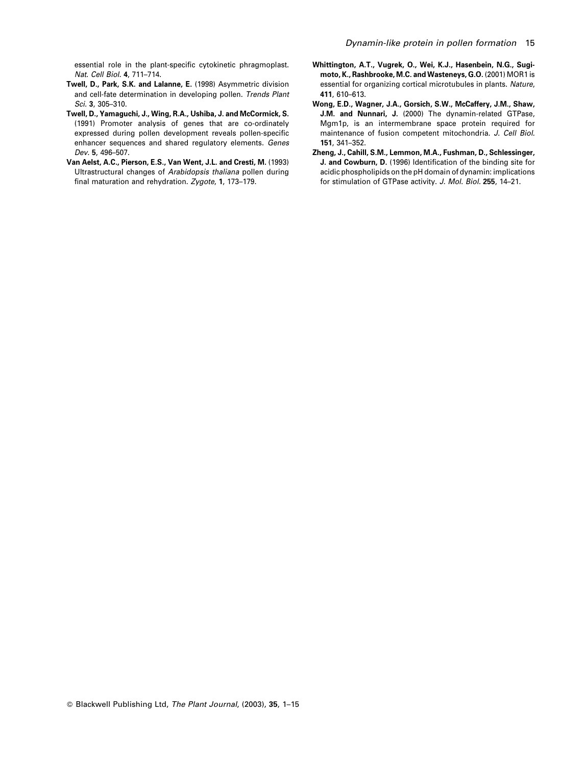essential role in the plant-specific cytokinetic phragmoplast. *Nat. Cell Biol.* **4**, 711–714.

**Twell, D., Park, S.K. and Lalanne, E.** (1998) Asymmetric division and cell-fate determination in developing pollen. *Trends Plant Sci.* **3**, 305–310.

**Twell, D., Yamaguchi, J., Wing, R.A., Ushiba, J. and McCormick, S.** (1991) Promoter analysis of genes that are co-ordinately expressed during pollen development reveals pollen-specific enhancer sequences and shared regulatory elements. *Genes Dev.* **5**, 496–507.

**Van Aelst, A.C., Pierson, E.S., Van Went, J.L. and Cresti, M.** (1993) Ultrastructural changes of *Arabidopsis thaliana* pollen during final maturation and rehydration. *Zygote*, **1**, 173–179.

**Whittington, A.T., Vugrek, O., Wei, K.J., Hasenbein, N.G., Sugimoto, K., Rashbrooke, M.C. and Wasteneys, G.O.** (2001) MOR1 is essential for organizing cortical microtubules in plants. *Nature*, **411**, 610–613.

**Wong, E.D., Wagner, J.A., Gorsich, S.W., McCaffery, J.M., Shaw, J.M. and Nunnari, J.** (2000) The dynamin-related GTPase, Mgm1p, is an intermembrane space protein required for maintenance of fusion competent mitochondria. *J. Cell Biol.* **151**, 341–352.

**Zheng, J., Cahill, S.M., Lemmon, M.A., Fushman, D., Schlessinger, J. and Cowburn, D.** (1996) Identification of the binding site for acidic phospholipids on the pH domain of dynamin: implications for stimulation of GTPase activity. *J. Mol. Biol.* **255**, 14–21.